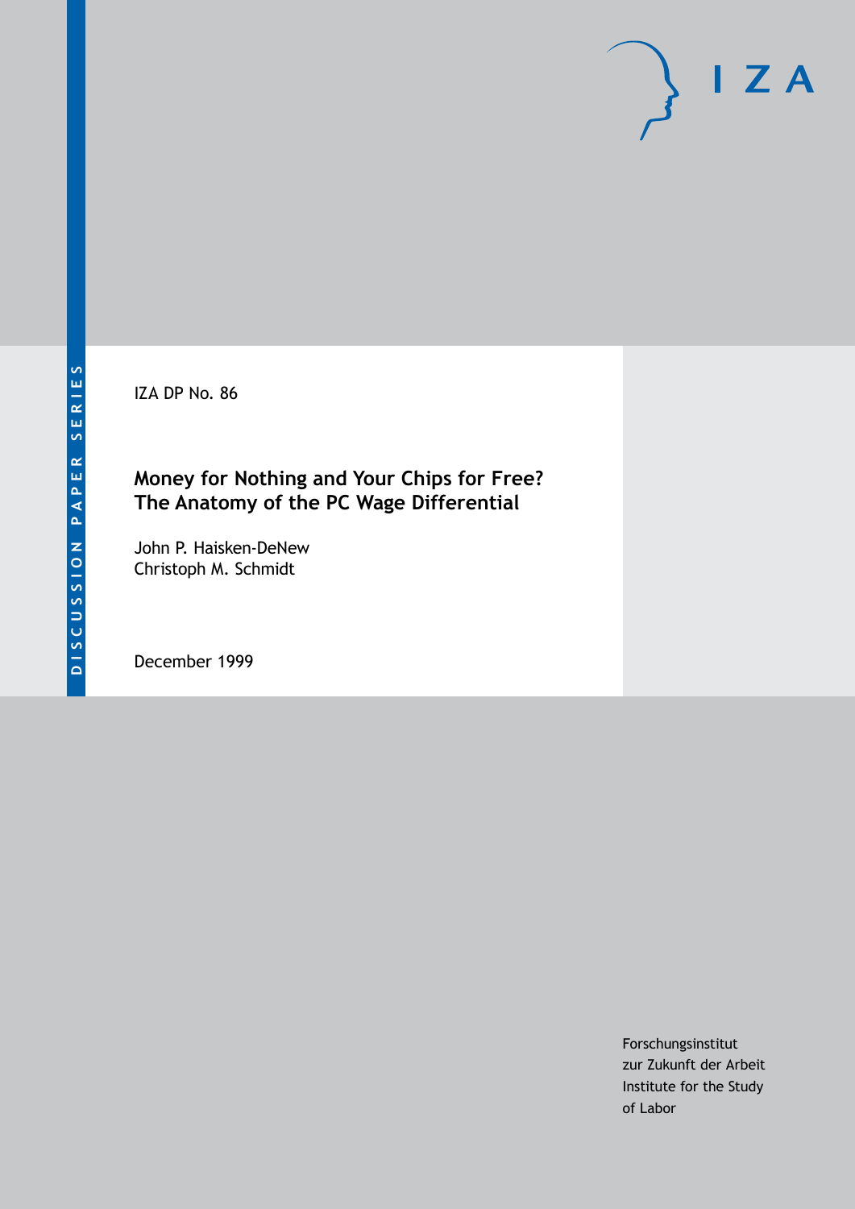DISCUSSION PAPER SERIES

IZA

IZA DP No. 86

# Money for Nothing and Your Chips for Free? The Anatomy of the PC Wage Differential

John P. Haisken-DeNew
Christoph M. Schmidt

December 1999

Forschungsinstitut
zur Zukunft der Arbeit
Institute for the Study
of Labor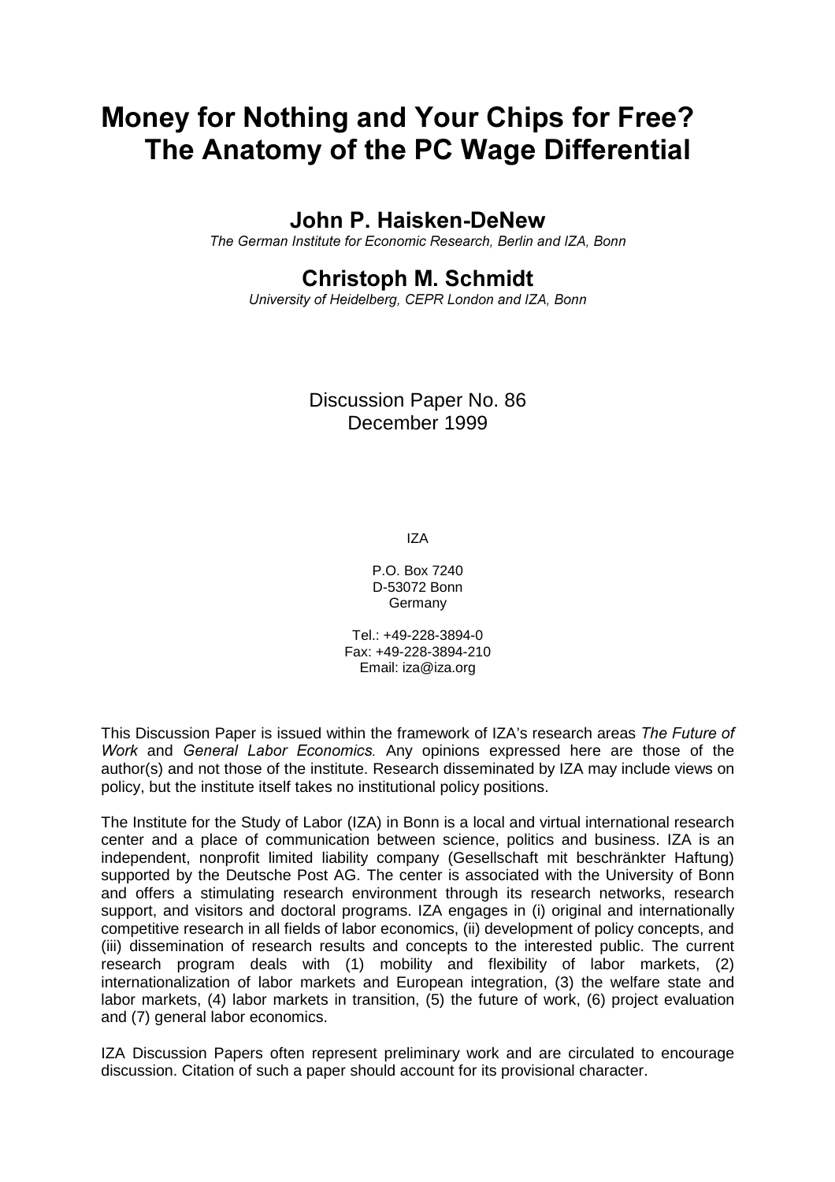# Money for Nothing and Your Chips for Free? The Anatomy of the PC Wage Differential

## John P. Haisken-DeNew

*The German Institute for Economic Research, Berlin and IZA, Bonn*

## Christoph M. Schmidt

*University of Heidelberg, CEPR London and IZA, Bonn*

Discussion Paper No. 86
December 1999

IZA

P.O. Box 7240
D-53072 Bonn
Germany

Tel.: +49-228-3894-0
Fax: +49-228-3894-210
Email: iza@iza.org

This Discussion Paper is issued within the framework of IZA's research areas *The Future of Work* and *General Labor Economics.* Any opinions expressed here are those of the author(s) and not those of the institute. Research disseminated by IZA may include views on policy, but the institute itself takes no institutional policy positions.

The Institute for the Study of Labor (IZA) in Bonn is a local and virtual international research center and a place of communication between science, politics and business. IZA is an independent, nonprofit limited liability company (Gesellschaft mit beschränkter Haftung) supported by the Deutsche Post AG. The center is associated with the University of Bonn and offers a stimulating research environment through its research networks, research support, and visitors and doctoral programs. IZA engages in (i) original and internationally competitive research in all fields of labor economics, (ii) development of policy concepts, and (iii) dissemination of research results and concepts to the interested public. The current research program deals with (1) mobility and flexibility of labor markets, (2) internationalization of labor markets and European integration, (3) the welfare state and labor markets, (4) labor markets in transition, (5) the future of work, (6) project evaluation and (7) general labor economics.

IZA Discussion Papers often represent preliminary work and are circulated to encourage discussion. Citation of such a paper should account for its provisional character.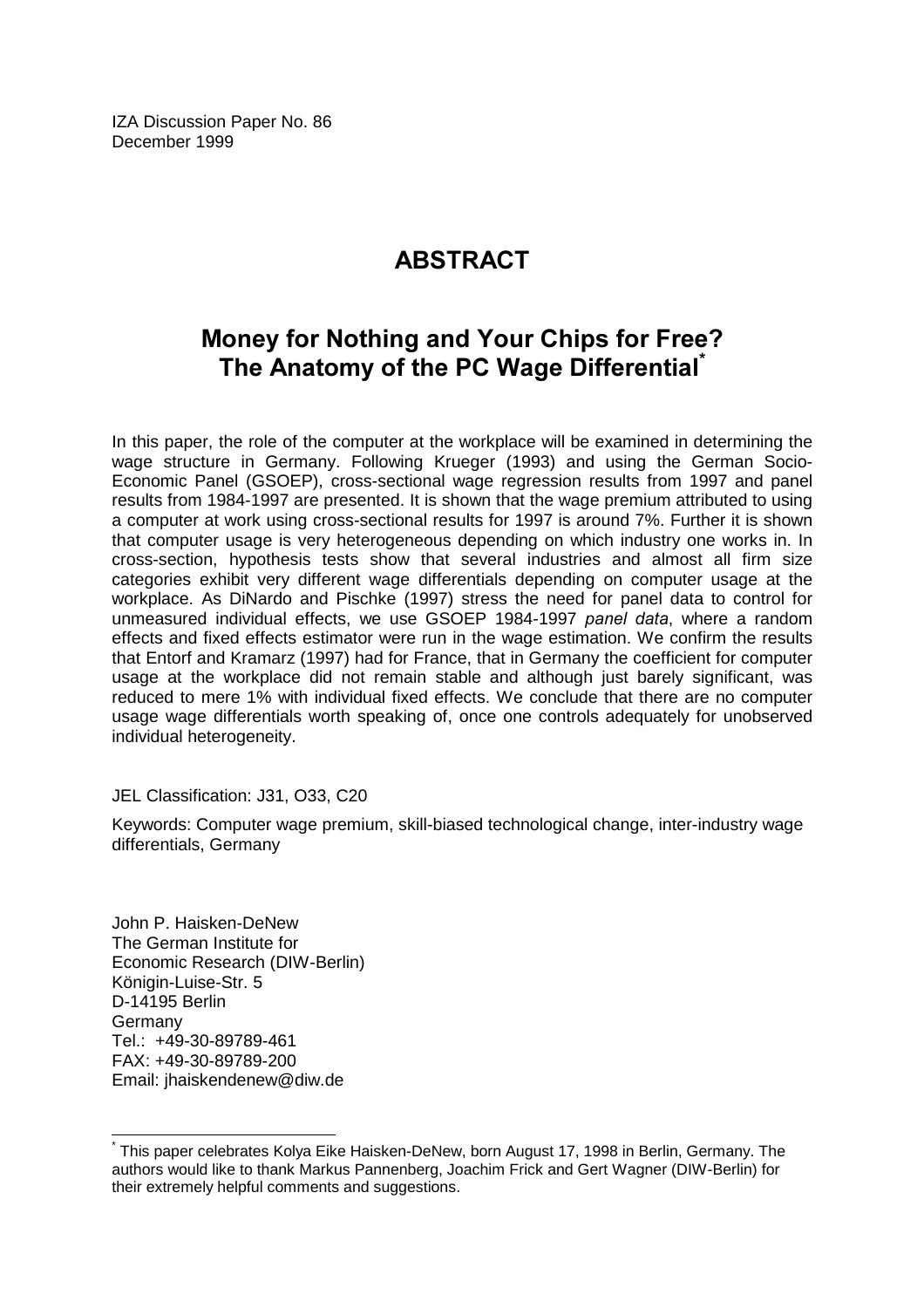IZA Discussion Paper No. 86
December 1999

# ABSTRACT

## Money for Nothing and Your Chips for Free? The Anatomy of the PC Wage Differential*

In this paper, the role of the computer at the workplace will be examined in determining the wage structure in Germany. Following Krueger (1993) and using the German Socio-Economic Panel (GSOEP), cross-sectional wage regression results from 1997 and panel results from 1984-1997 are presented. It is shown that the wage premium attributed to using a computer at work using cross-sectional results for 1997 is around 7%. Further it is shown that computer usage is very heterogeneous depending on which industry one works in. In cross-section, hypothesis tests show that several industries and almost all firm size categories exhibit very different wage differentials depending on computer usage at the workplace. As DiNardo and Pischke (1997) stress the need for panel data to control for unmeasured individual effects, we use GSOEP 1984-1997 *panel data*, where a random effects and fixed effects estimator were run in the wage estimation. We confirm the results that Entorf and Kramarz (1997) had for France, that in Germany the coefficient for computer usage at the workplace did not remain stable and although just barely significant, was reduced to mere 1% with individual fixed effects. We conclude that there are no computer usage wage differentials worth speaking of, once one controls adequately for unobserved individual heterogeneity.

JEL Classification: J31, O33, C20

Keywords: Computer wage premium, skill-biased technological change, inter-industry wage differentials, Germany

John P. Haisken-DeNew
The German Institute for
Economic Research (DIW-Berlin)
Königin-Luise-Str. 5
D-14195 Berlin
Germany
Tel.: +49-30-89789-461
FAX: +49-30-89789-200
Email: jhaiskendenew@diw.de

---

* This paper celebrates Kolya Eike Haisken-DeNew, born August 17, 1998 in Berlin, Germany. The authors would like to thank Markus Pannenberg, Joachim Frick and Gert Wagner (DIW-Berlin) for their extremely helpful comments and suggestions.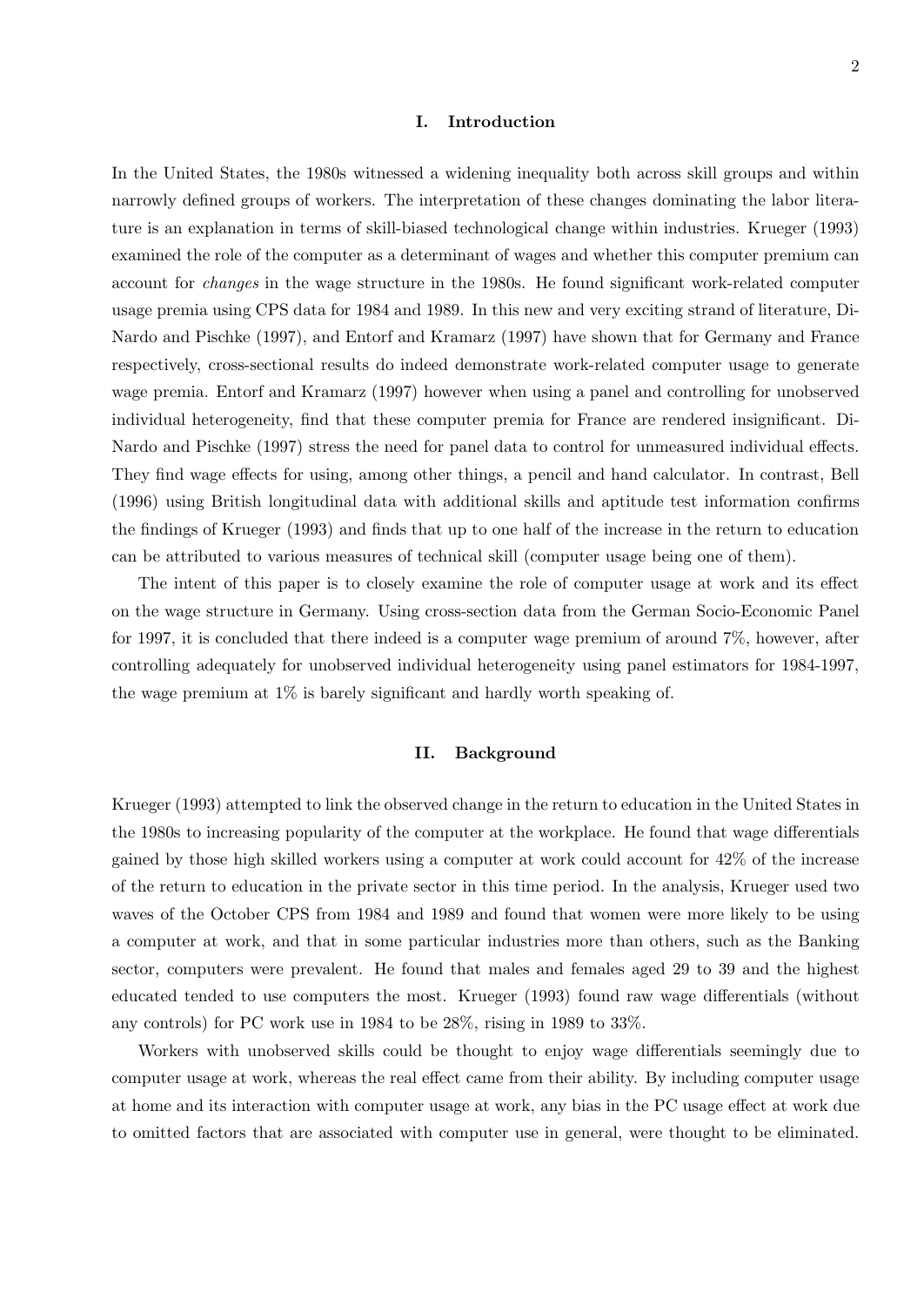## I. Introduction

In the United States, the 1980s witnessed a widening inequality both across skill groups and within narrowly defined groups of workers. The interpretation of these changes dominating the labor literature is an explanation in terms of skill-biased technological change within industries. Krueger (1993) examined the role of the computer as a determinant of wages and whether this computer premium can account for *changes* in the wage structure in the 1980s. He found significant work-related computer usage premia using CPS data for 1984 and 1989. In this new and very exciting strand of literature, DiNardo and Pischke (1997), and Entorf and Kramarz (1997) have shown that for Germany and France respectively, cross-sectional results do indeed demonstrate work-related computer usage to generate wage premia. Entorf and Kramarz (1997) however when using a panel and controlling for unobserved individual heterogeneity, find that these computer premia for France are rendered insignificant. DiNardo and Pischke (1997) stress the need for panel data to control for unmeasured individual effects. They find wage effects for using, among other things, a pencil and hand calculator. In contrast, Bell (1996) using British longitudinal data with additional skills and aptitude test information confirms the findings of Krueger (1993) and finds that up to one half of the increase in the return to education can be attributed to various measures of technical skill (computer usage being one of them).

The intent of this paper is to closely examine the role of computer usage at work and its effect on the wage structure in Germany. Using cross-section data from the German Socio-Economic Panel for 1997, it is concluded that there indeed is a computer wage premium of around 7%, however, after controlling adequately for unobserved individual heterogeneity using panel estimators for 1984-1997, the wage premium at 1% is barely significant and hardly worth speaking of.

## II. Background

Krueger (1993) attempted to link the observed change in the return to education in the United States in the 1980s to increasing popularity of the computer at the workplace. He found that wage differentials gained by those high skilled workers using a computer at work could account for 42% of the increase of the return to education in the private sector in this time period. In the analysis, Krueger used two waves of the October CPS from 1984 and 1989 and found that women were more likely to be using a computer at work, and that in some particular industries more than others, such as the Banking sector, computers were prevalent. He found that males and females aged 29 to 39 and the highest educated tended to use computers the most. Krueger (1993) found raw wage differentials (without any controls) for PC work use in 1984 to be 28%, rising in 1989 to 33%.

Workers with unobserved skills could be thought to enjoy wage differentials seemingly due to computer usage at work, whereas the real effect came from their ability. By including computer usage at home and its interaction with computer usage at work, any bias in the PC usage effect at work due to omitted factors that are associated with computer use in general, were thought to be eliminated.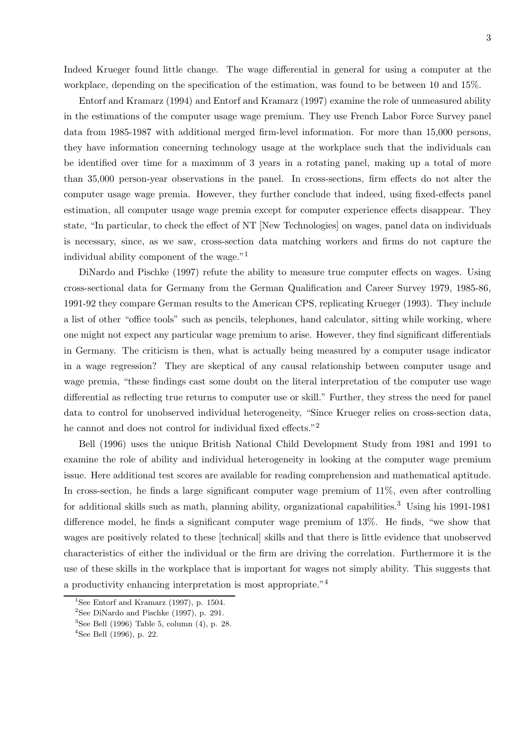Indeed Krueger found little change. The wage differential in general for using a computer at the workplace, depending on the specification of the estimation, was found to be between 10 and 15%.

Entorf and Kramarz (1994) and Entorf and Kramarz (1997) examine the role of unmeasured ability in the estimations of the computer usage wage premium. They use French Labor Force Survey panel data from 1985-1987 with additional merged firm-level information. For more than 15,000 persons, they have information concerning technology usage at the workplace such that the individuals can be identified over time for a maximum of 3 years in a rotating panel, making up a total of more than 35,000 person-year observations in the panel. In cross-sections, firm effects do not alter the computer usage wage premia. However, they further conclude that indeed, using fixed-effects panel estimation, all computer usage wage premia except for computer experience effects disappear. They state, "In particular, to check the effect of NT [New Technologies] on wages, panel data on individuals is necessary, since, as we saw, cross-section data matching workers and firms do not capture the individual ability component of the wage."[1]

DiNardo and Pischke (1997) refute the ability to measure true computer effects on wages. Using cross-sectional data for Germany from the German Qualification and Career Survey 1979, 1985-86, 1991-92 they compare German results to the American CPS, replicating Krueger (1993). They include a list of other "office tools" such as pencils, telephones, hand calculator, sitting while working, where one might not expect any particular wage premium to arise. However, they find significant differentials in Germany. The criticism is then, what is actually being measured by a computer usage indicator in a wage regression? They are skeptical of any causal relationship between computer usage and wage premia, "these findings cast some doubt on the literal interpretation of the computer use wage differential as reflecting true returns to computer use or skill." Further, they stress the need for panel data to control for unobserved individual heterogeneity, "Since Krueger relies on cross-section data, he cannot and does not control for individual fixed effects."[2]

Bell (1996) uses the unique British National Child Development Study from 1981 and 1991 to examine the role of ability and individual heterogeneity in looking at the computer wage premium issue. Here additional test scores are available for reading comprehension and mathematical aptitude. In cross-section, he finds a large significant computer wage premium of 11%, even after controlling for additional skills such as math, planning ability, organizational capabilities.[3] Using his 1991-1981 difference model, he finds a significant computer wage premium of 13%. He finds, "we show that wages are positively related to these [technical] skills and that there is little evidence that unobserved characteristics of either the individual or the firm are driving the correlation. Furthermore it is the use of these skills in the workplace that is important for wages not simply ability. This suggests that a productivity enhancing interpretation is most appropriate."[4]

---

[1] See Entorf and Kramarz (1997), p. 1504.

[2] See DiNardo and Pischke (1997), p. 291.

[3] See Bell (1996) Table 5, column (4), p. 28.

[4] See Bell (1996), p. 22.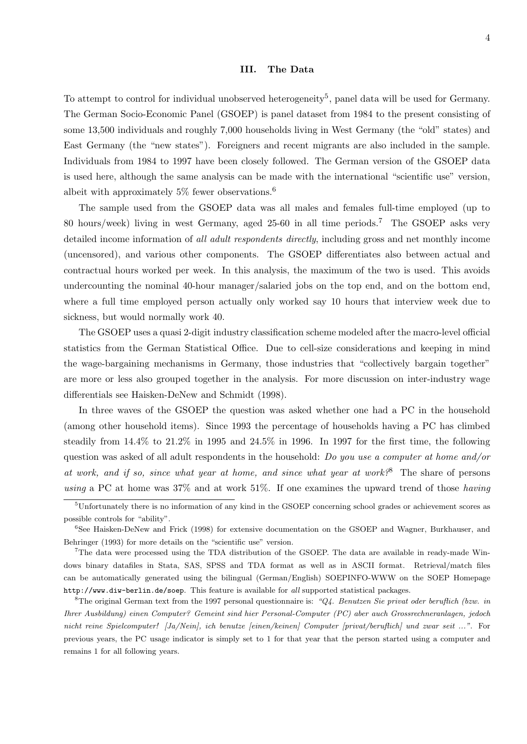## III. The Data

To attempt to control for individual unobserved heterogeneity[5], panel data will be used for Germany. The German Socio-Economic Panel (GSOEP) is panel dataset from 1984 to the present consisting of some 13,500 individuals and roughly 7,000 households living in West Germany (the "old" states) and East Germany (the "new states"). Foreigners and recent migrants are also included in the sample. Individuals from 1984 to 1997 have been closely followed. The German version of the GSOEP data is used here, although the same analysis can be made with the international "scientific use" version, albeit with approximately 5% fewer observations.[6]

The sample used from the GSOEP data was all males and females full-time employed (up to 80 hours/week) living in west Germany, aged 25-60 in all time periods.[7] The GSOEP asks very detailed income information of *all adult respondents directly*, including gross and net monthly income (uncensored), and various other components. The GSOEP differentiates also between actual and contractual hours worked per week. In this analysis, the maximum of the two is used. This avoids undercounting the nominal 40-hour manager/salaried jobs on the top end, and on the bottom end, where a full time employed person actually only worked say 10 hours that interview week due to sickness, but would normally work 40.

The GSOEP uses a quasi 2-digit industry classification scheme modeled after the macro-level official statistics from the German Statistical Office. Due to cell-size considerations and keeping in mind the wage-bargaining mechanisms in Germany, those industries that "collectively bargain together" are more or less also grouped together in the analysis. For more discussion on inter-industry wage differentials see Haisken-DeNew and Schmidt (1998).

In three waves of the GSOEP the question was asked whether one had a PC in the household (among other household items). Since 1993 the percentage of households having a PC has climbed steadily from 14.4% to 21.2% in 1995 and 24.5% in 1996. In 1997 for the first time, the following question was asked of all adult respondents in the household: *Do you use a computer at home and/or at work, and if so, since what year at home, and since what year at work?*[8] The share of persons *using* a PC at home was 37% and at work 51%. If one examines the upward trend of those *having*

---

[5] Unfortunately there is no information of any kind in the GSOEP concerning school grades or achievement scores as possible controls for "ability".

[6] See Haisken-DeNew and Frick (1998) for extensive documentation on the GSOEP and Wagner, Burkhauser, and Behringer (1993) for more details on the "scientific use" version.

[7] The data were processed using the TDA distribution of the GSOEP. The data are available in ready-made Windows binary datafiles in Stata, SAS, SPSS and TDA format as well as in ASCII format. Retrieval/match files can be automatically generated using the bilingual (German/English) SOEPINFO-WWW on the SOEP Homepage `http://www.diw-berlin.de/soep`. This feature is available for *all* supported statistical packages.

[8] The original German text from the 1997 personal questionnaire is: *"Q4. Benutzen Sie privat oder beruflich (bzw. in Ihrer Ausbildung) einen Computer? Gemeint sind hier Personal-Computer (PC) aber auch Grossrechneranlagen, jedoch nicht reine Spielcomputer! [Ja/Nein], ich benutze [einen/keinen] Computer [privat/beruflich] und zwar seit ..."*. For previous years, the PC usage indicator is simply set to 1 for that year that the person started using a computer and remains 1 for all following years.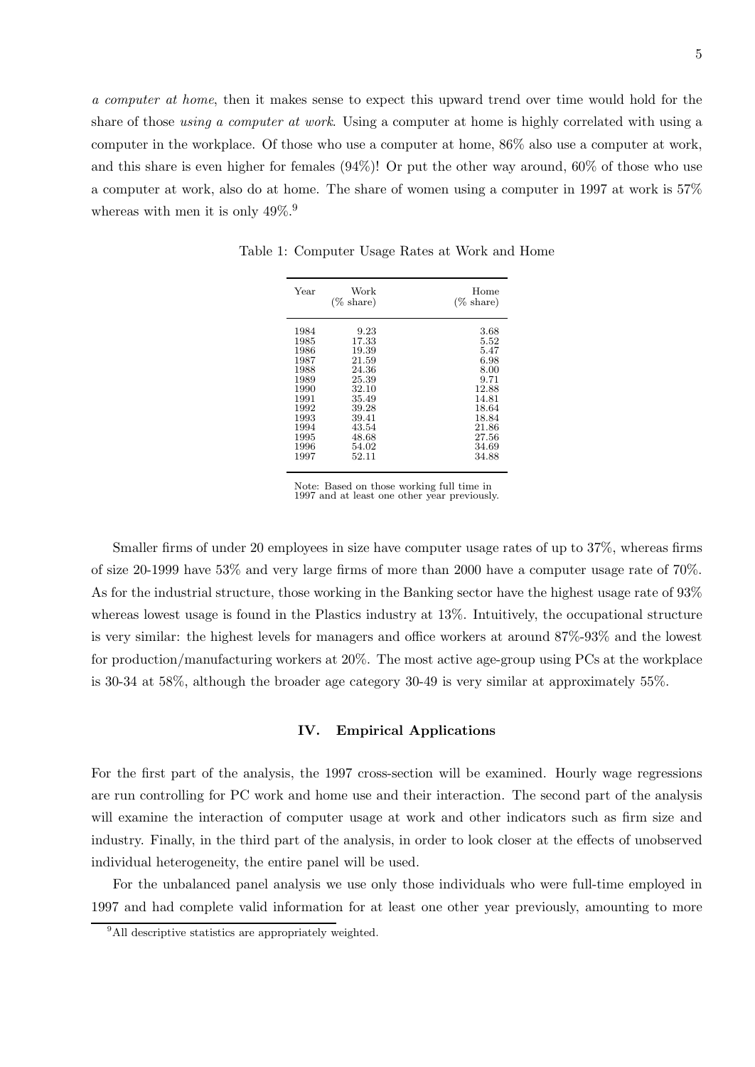*a computer at home*, then it makes sense to expect this upward trend over time would hold for the share of those *using a computer at work*. Using a computer at home is highly correlated with using a computer in the workplace. Of those who use a computer at home, 86% also use a computer at work, and this share is even higher for females (94%)! Or put the other way around, 60% of those who use a computer at work, also do at home. The share of women using a computer in 1997 at work is 57% whereas with men it is only 49%.[9]

Table 1: Computer Usage Rates at Work and Home

| Year | Work (% share) | Home (% share) |
|---|---|---|
| 1984 | 9.23 | 3.68 |
| 1985 | 17.33 | 5.52 |
| 1986 | 19.39 | 5.47 |
| 1987 | 21.59 | 6.98 |
| 1988 | 24.36 | 8.00 |
| 1989 | 25.39 | 9.71 |
| 1990 | 32.10 | 12.88 |
| 1991 | 35.49 | 14.81 |
| 1992 | 39.28 | 18.64 |
| 1993 | 39.41 | 18.84 |
| 1994 | 43.54 | 21.86 |
| 1995 | 48.68 | 27.56 |
| 1996 | 54.02 | 34.69 |
| 1997 | 52.11 | 34.88 |

Note: Based on those working full time in 1997 and at least one other year previously.

Smaller firms of under 20 employees in size have computer usage rates of up to 37%, whereas firms of size 20-1999 have 53% and very large firms of more than 2000 have a computer usage rate of 70%. As for the industrial structure, those working in the Banking sector have the highest usage rate of 93% whereas lowest usage is found in the Plastics industry at 13%. Intuitively, the occupational structure is very similar: the highest levels for managers and office workers at around 87%-93% and the lowest for production/manufacturing workers at 20%. The most active age-group using PCs at the workplace is 30-34 at 58%, although the broader age category 30-49 is very similar at approximately 55%.

## IV. Empirical Applications

For the first part of the analysis, the 1997 cross-section will be examined. Hourly wage regressions are run controlling for PC work and home use and their interaction. The second part of the analysis will examine the interaction of computer usage at work and other indicators such as firm size and industry. Finally, in the third part of the analysis, in order to look closer at the effects of unobserved individual heterogeneity, the entire panel will be used.

For the unbalanced panel analysis we use only those individuals who were full-time employed in 1997 and had complete valid information for at least one other year previously, amounting to more

[9] All descriptive statistics are appropriately weighted.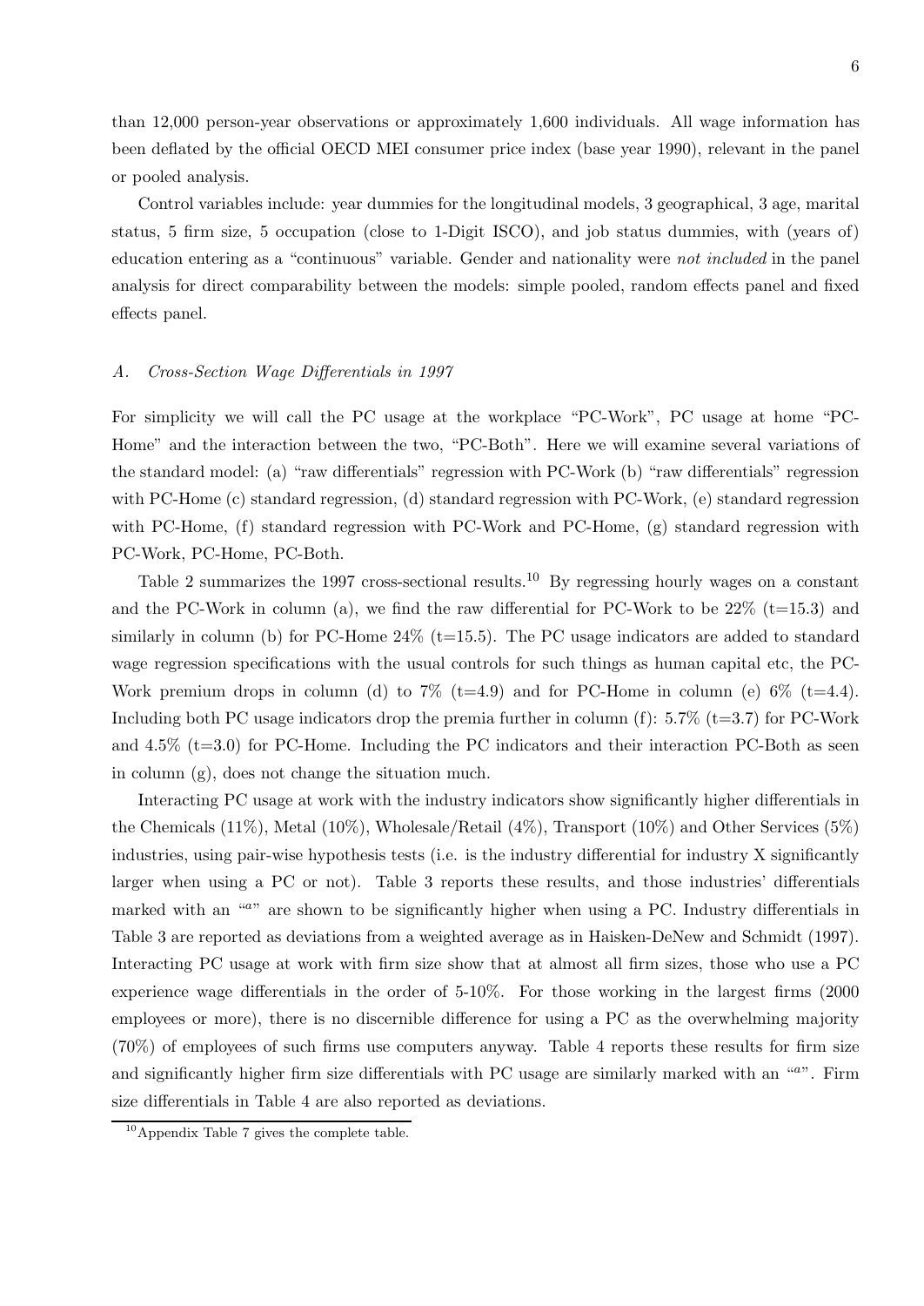than 12,000 person-year observations or approximately 1,600 individuals. All wage information has been deflated by the official OECD MEI consumer price index (base year 1990), relevant in the panel or pooled analysis.

Control variables include: year dummies for the longitudinal models, 3 geographical, 3 age, marital status, 5 firm size, 5 occupation (close to 1-Digit ISCO), and job status dummies, with (years of) education entering as a "continuous" variable. Gender and nationality were *not included* in the panel analysis for direct comparability between the models: simple pooled, random effects panel and fixed effects panel.

### *A. Cross-Section Wage Differentials in 1997*

For simplicity we will call the PC usage at the workplace "PC-Work", PC usage at home "PC-Home" and the interaction between the two, "PC-Both". Here we will examine several variations of the standard model: (a) "raw differentials" regression with PC-Work (b) "raw differentials" regression with PC-Home (c) standard regression, (d) standard regression with PC-Work, (e) standard regression with PC-Home, (f) standard regression with PC-Work and PC-Home, (g) standard regression with PC-Work, PC-Home, PC-Both.

Table 2 summarizes the 1997 cross-sectional results.[10] By regressing hourly wages on a constant and the PC-Work in column (a), we find the raw differential for PC-Work to be 22% (t=15.3) and similarly in column (b) for PC-Home 24% (t=15.5). The PC usage indicators are added to standard wage regression specifications with the usual controls for such things as human capital etc, the PC-Work premium drops in column (d) to 7% (t=4.9) and for PC-Home in column (e) 6% (t=4.4). Including both PC usage indicators drop the premia further in column (f): 5.7% (t=3.7) for PC-Work and 4.5% (t=3.0) for PC-Home. Including the PC indicators and their interaction PC-Both as seen in column (g), does not change the situation much.

Interacting PC usage at work with the industry indicators show significantly higher differentials in the Chemicals (11%), Metal (10%), Wholesale/Retail (4%), Transport (10%) and Other Services (5%) industries, using pair-wise hypothesis tests (i.e. is the industry differential for industry X significantly larger when using a PC or not). Table 3 reports these results, and those industries' differentials marked with an "[a]" are shown to be significantly higher when using a PC. Industry differentials in Table 3 are reported as deviations from a weighted average as in Haisken-DeNew and Schmidt (1997). Interacting PC usage at work with firm size show that at almost all firm sizes, those who use a PC experience wage differentials in the order of 5-10%. For those working in the largest firms (2000 employees or more), there is no discernible difference for using a PC as the overwhelming majority (70%) of employees of such firms use computers anyway. Table 4 reports these results for firm size and significantly higher firm size differentials with PC usage are similarly marked with an "[a]". Firm size differentials in Table 4 are also reported as deviations.

[10] Appendix Table 7 gives the complete table.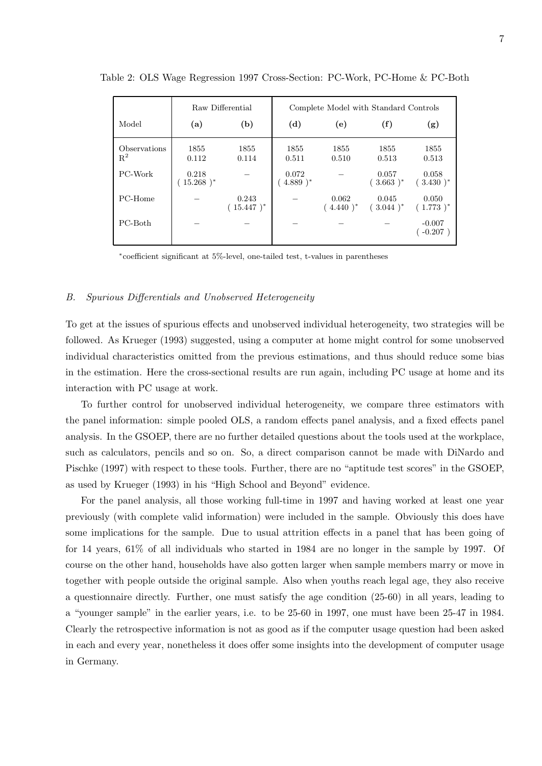Table 2: OLS Wage Regression 1997 Cross-Section: PC-Work, PC-Home & PC-Both

| | Raw Differential | | Complete Model with Standard Controls | | | |
|---|---|---|---|---|---|---|
| Model | **(a)** | **(b)** | **(d)** | **(e)** | **(f)** | **(g)** |
| Observations | 1855 | 1855 | 1855 | 1855 | 1855 | 1855 |
| $R^2$ | 0.112 | 0.114 | 0.511 | 0.510 | 0.513 | 0.513 |
| PC-Work | 0.218<br>( 15.268 )* | – | 0.072<br>( 4.889 )* | – | 0.057<br>( 3.663 )* | 0.058<br>( 3.430 )* |
| PC-Home | – | 0.243<br>( 15.447 )* | – | 0.062<br>( 4.440 )* | 0.045<br>( 3.044 )* | 0.050<br>( 1.773 )* |
| PC-Both | – | – | – | – | – | -0.007<br>( -0.207 ) |

*coefficient significant at 5%-level, one-tailed test, t-values in parentheses

### *B. Spurious Differentials and Unobserved Heterogeneity*

To get at the issues of spurious effects and unobserved individual heterogeneity, two strategies will be followed. As Krueger (1993) suggested, using a computer at home might control for some unobserved individual characteristics omitted from the previous estimations, and thus should reduce some bias in the estimation. Here the cross-sectional results are run again, including PC usage at home and its interaction with PC usage at work.

To further control for unobserved individual heterogeneity, we compare three estimators with the panel information: simple pooled OLS, a random effects panel analysis, and a fixed effects panel analysis. In the GSOEP, there are no further detailed questions about the tools used at the workplace, such as calculators, pencils and so on. So, a direct comparison cannot be made with DiNardo and Pischke (1997) with respect to these tools. Further, there are no "aptitude test scores" in the GSOEP, as used by Krueger (1993) in his "High School and Beyond" evidence.

For the panel analysis, all those working full-time in 1997 and having worked at least one year previously (with complete valid information) were included in the sample. Obviously this does have some implications for the sample. Due to usual attrition effects in a panel that has been going of for 14 years, 61% of all individuals who started in 1984 are no longer in the sample by 1997. Of course on the other hand, households have also gotten larger when sample members marry or move in together with people outside the original sample. Also when youths reach legal age, they also receive a questionnaire directly. Further, one must satisfy the age condition (25-60) in all years, leading to a "younger sample" in the earlier years, i.e. to be 25-60 in 1997, one must have been 25-47 in 1984. Clearly the retrospective information is not as good as if the computer usage question had been asked in each and every year, nonetheless it does offer some insights into the development of computer usage in Germany.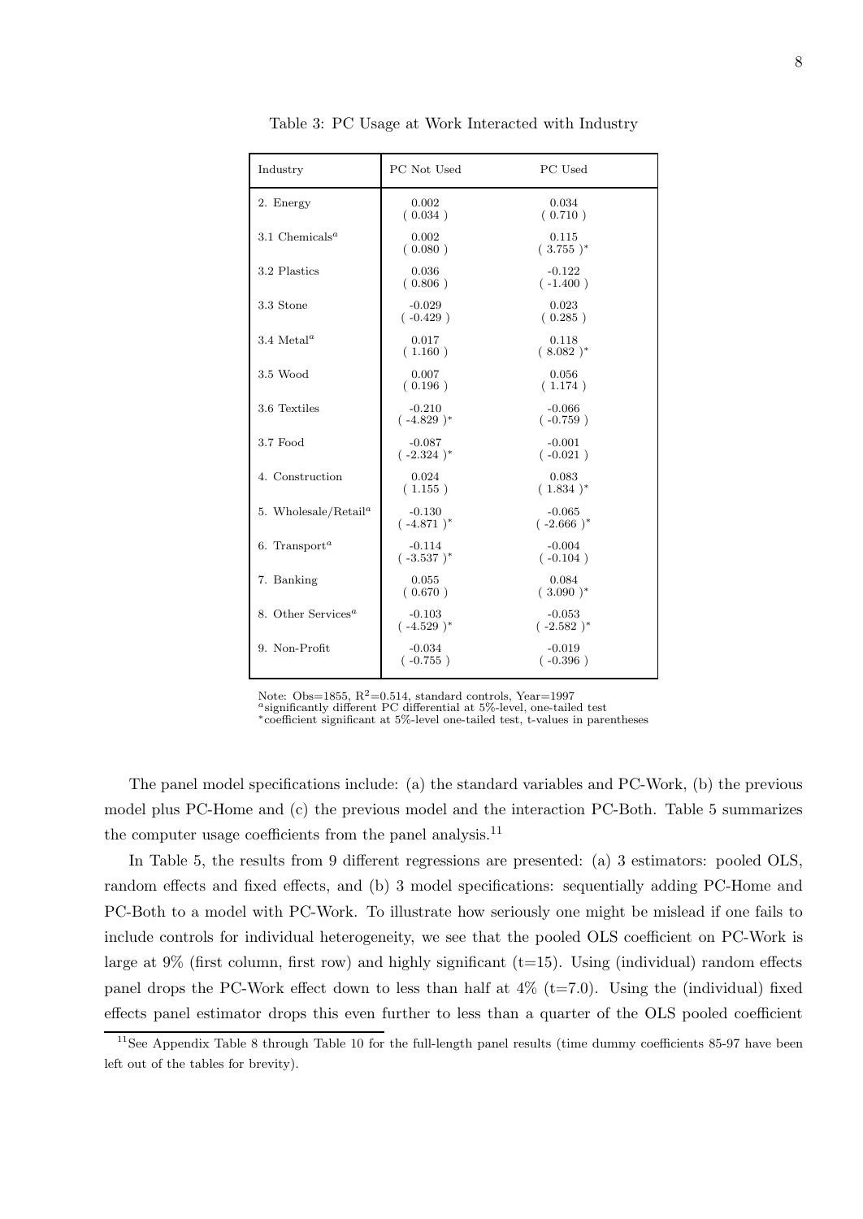Table 3: PC Usage at Work Interacted with Industry

| Industry | PC Not Used | PC Used |
|---|---|---|
| 2. Energy | 0.002<br>( 0.034 ) | 0.034<br>( 0.710 ) |
| 3.1 Chemicals[a] | 0.002<br>( 0.080 ) | 0.115<br>( 3.755 )* |
| 3.2 Plastics | 0.036<br>( 0.806 ) | -0.122<br>( -1.400 ) |
| 3.3 Stone | -0.029<br>( -0.429 ) | 0.023<br>( 0.285 ) |
| 3.4 Metal[a] | 0.017<br>( 1.160 ) | 0.118<br>( 8.082 )* |
| 3.5 Wood | 0.007<br>( 0.196 ) | 0.056<br>( 1.174 ) |
| 3.6 Textiles | -0.210<br>( -4.829 )* | -0.066<br>( -0.759 ) |
| 3.7 Food | -0.087<br>( -2.324 )* | -0.001<br>( -0.021 ) |
| 4. Construction | 0.024<br>( 1.155 ) | 0.083<br>( 1.834 )* |
| 5. Wholesale/Retail[a] | -0.130<br>( -4.871 )* | -0.065<br>( -2.666 )* |
| 6. Transport[a] | -0.114<br>( -3.537 )* | -0.004<br>( -0.104 ) |
| 7. Banking | 0.055<br>( 0.670 ) | 0.084<br>( 3.090 )* |
| 8. Other Services[a] | -0.103<br>( -4.529 )* | -0.053<br>( -2.582 )* |
| 9. Non-Profit | -0.034<br>( -0.755 ) | -0.019<br>( -0.396 ) |

Note: Obs=1855, $R^2$=0.514, standard controls, Year=1997
[a]significantly different PC differential at 5%-level, one-tailed test
*coefficient significant at 5%-level one-tailed test, t-values in parentheses

The panel model specifications include: (a) the standard variables and PC-Work, (b) the previous model plus PC-Home and (c) the previous model and the interaction PC-Both. Table 5 summarizes the computer usage coefficients from the panel analysis.[11]

In Table 5, the results from 9 different regressions are presented: (a) 3 estimators: pooled OLS, random effects and fixed effects, and (b) 3 model specifications: sequentially adding PC-Home and PC-Both to a model with PC-Work. To illustrate how seriously one might be mislead if one fails to include controls for individual heterogeneity, we see that the pooled OLS coefficient on PC-Work is large at 9% (first column, first row) and highly significant (t=15). Using (individual) random effects panel drops the PC-Work effect down to less than half at 4% (t=7.0). Using the (individual) fixed effects panel estimator drops this even further to less than a quarter of the OLS pooled coefficient

[11]See Appendix Table 8 through Table 10 for the full-length panel results (time dummy coefficients 85-97 have been left out of the tables for brevity).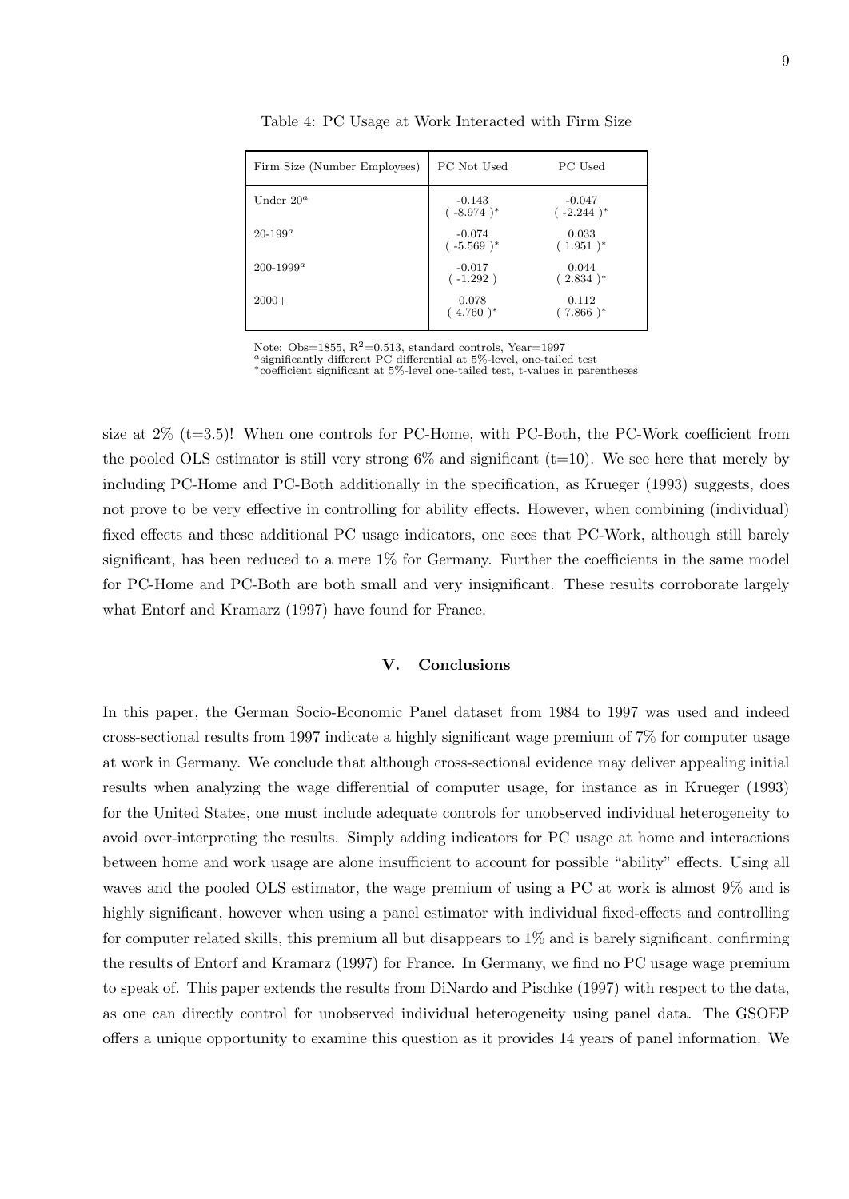Table 4: PC Usage at Work Interacted with Firm Size

| Firm Size (Number Employees) | PC Not Used | PC Used |
|---|---|---|
| Under 20[a] | -0.143 ( -8.974 )* | -0.047 ( -2.244 )* |
| 20-199[a] | -0.074 ( -5.569 )* | 0.033 ( 1.951 )* |
| 200-1999[a] | -0.017 ( -1.292 ) | 0.044 ( 2.834 )* |
| 2000+ | 0.078 ( 4.760 )* | 0.112 ( 7.866 )* |

Note: Obs=1855, $R^2$=0.513, standard controls, Year=1997
[a]significantly different PC differential at 5%-level, one-tailed test
*coefficient significant at 5%-level one-tailed test, t-values in parentheses

size at 2% (t=3.5)! When one controls for PC-Home, with PC-Both, the PC-Work coefficient from the pooled OLS estimator is still very strong 6% and significant (t=10). We see here that merely by including PC-Home and PC-Both additionally in the specification, as Krueger (1993) suggests, does not prove to be very effective in controlling for ability effects. However, when combining (individual) fixed effects and these additional PC usage indicators, one sees that PC-Work, although still barely significant, has been reduced to a mere 1% for Germany. Further the coefficients in the same model for PC-Home and PC-Both are both small and very insignificant. These results corroborate largely what Entorf and Kramarz (1997) have found for France.

## V. Conclusions

In this paper, the German Socio-Economic Panel dataset from 1984 to 1997 was used and indeed cross-sectional results from 1997 indicate a highly significant wage premium of 7% for computer usage at work in Germany. We conclude that although cross-sectional evidence may deliver appealing initial results when analyzing the wage differential of computer usage, for instance as in Krueger (1993) for the United States, one must include adequate controls for unobserved individual heterogeneity to avoid over-interpreting the results. Simply adding indicators for PC usage at home and interactions between home and work usage are alone insufficient to account for possible "ability" effects. Using all waves and the pooled OLS estimator, the wage premium of using a PC at work is almost 9% and is highly significant, however when using a panel estimator with individual fixed-effects and controlling for computer related skills, this premium all but disappears to 1% and is barely significant, confirming the results of Entorf and Kramarz (1997) for France. In Germany, we find no PC usage wage premium to speak of. This paper extends the results from DiNardo and Pischke (1997) with respect to the data, as one can directly control for unobserved individual heterogeneity using panel data. The GSOEP offers a unique opportunity to examine this question as it provides 14 years of panel information. We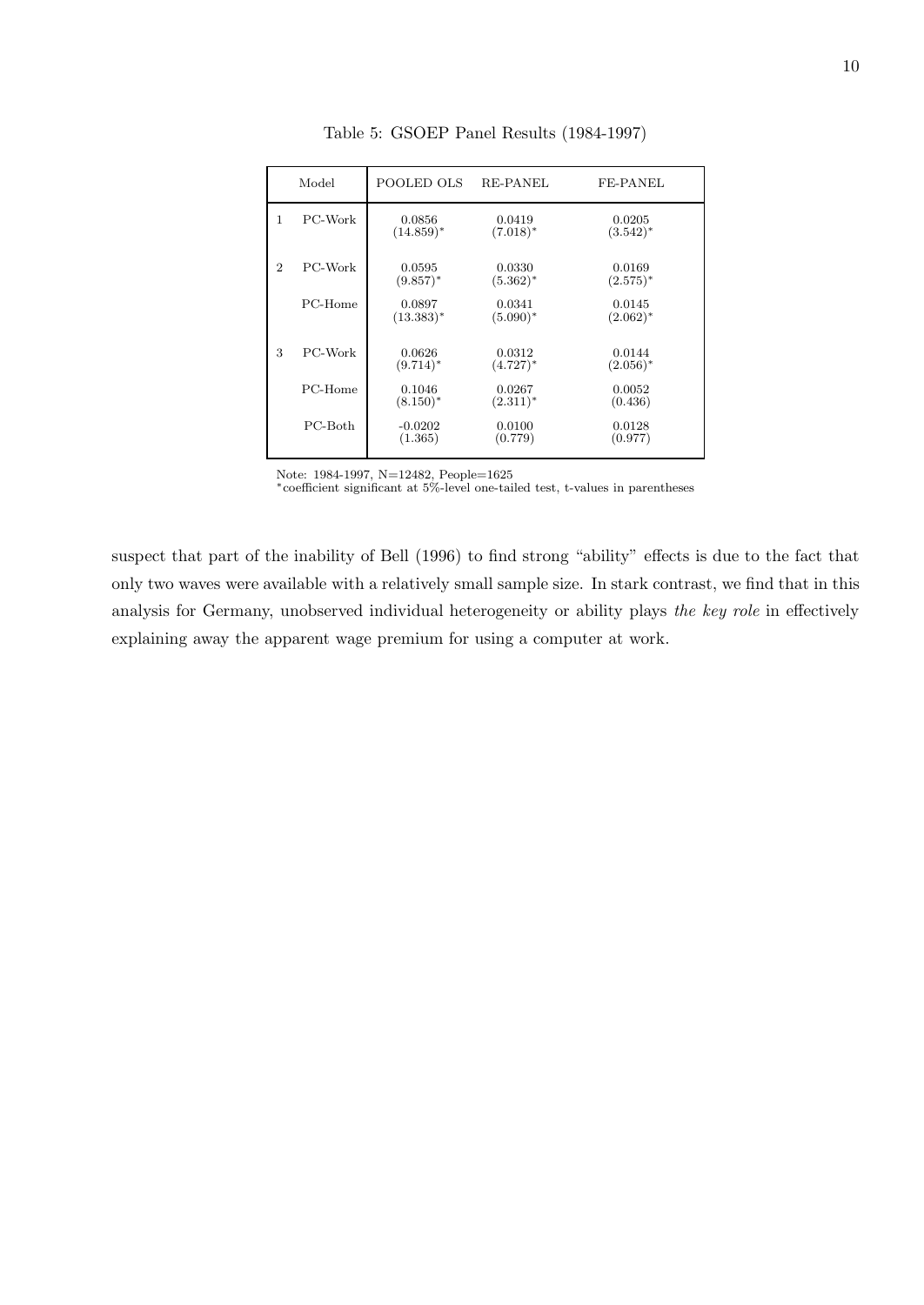Table 5: GSOEP Panel Results (1984-1997)

| Model | | POOLED OLS | RE-PANEL | FE-PANEL |
|---|---|---|---|---|
| 1 | PC-Work | 0.0856 (14.859)* | 0.0419 (7.018)* | 0.0205 (3.542)* |
| 2 | PC-Work | 0.0595 (9.857)* | 0.0330 (5.362)* | 0.0169 (2.575)* |
| | PC-Home | 0.0897 (13.383)* | 0.0341 (5.090)* | 0.0145 (2.062)* |
| 3 | PC-Work | 0.0626 (9.714)* | 0.0312 (4.727)* | 0.0144 (2.056)* |
| | PC-Home | 0.1046 (8.150)* | 0.0267 (2.311)* | 0.0052 (0.436) |
| | PC-Both | -0.0202 (1.365) | 0.0100 (0.779) | 0.0128 (0.977) |

Note: 1984-1997, N=12482, People=1625
*coefficient significant at 5%-level one-tailed test, t-values in parentheses

suspect that part of the inability of Bell (1996) to find strong "ability" effects is due to the fact that only two waves were available with a relatively small sample size. In stark contrast, we find that in this analysis for Germany, unobserved individual heterogeneity or ability plays *the key role* in effectively explaining away the apparent wage premium for using a computer at work.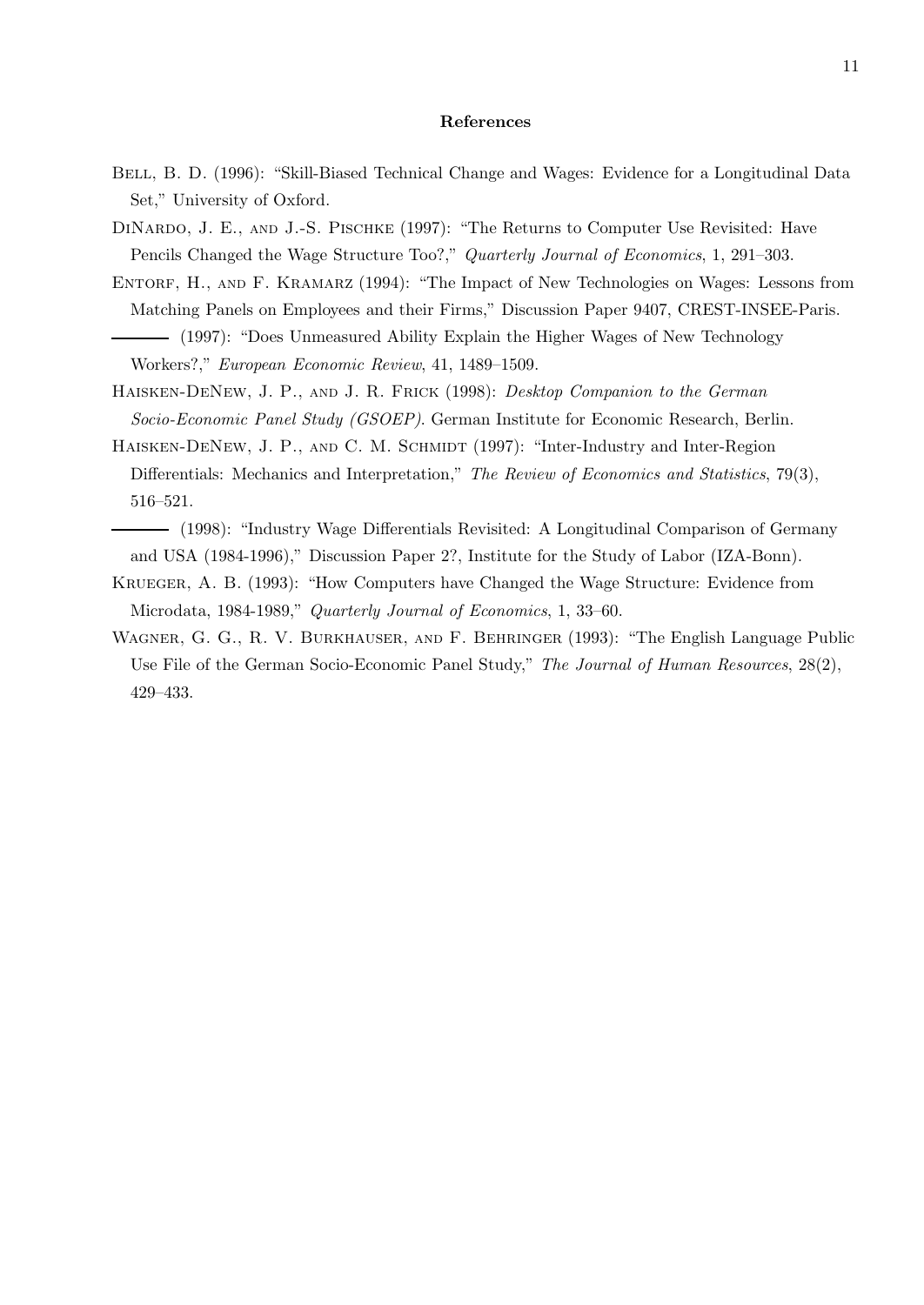## References

Bell, B. D. (1996): "Skill-Biased Technical Change and Wages: Evidence for a Longitudinal Data Set," University of Oxford.

DiNardo, J. E., and J.-S. Pischke (1997): "The Returns to Computer Use Revisited: Have Pencils Changed the Wage Structure Too?," *Quarterly Journal of Economics*, 1, 291–303.

Entorf, H., and F. Kramarz (1994): "The Impact of New Technologies on Wages: Lessons from Matching Panels on Employees and their Firms," Discussion Paper 9407, CREST-INSEE-Paris.

——— (1997): "Does Unmeasured Ability Explain the Higher Wages of New Technology Workers?," *European Economic Review*, 41, 1489–1509.

Haisken-DeNew, J. P., and J. R. Frick (1998): *Desktop Companion to the German Socio-Economic Panel Study (GSOEP)*. German Institute for Economic Research, Berlin.

Haisken-DeNew, J. P., and C. M. Schmidt (1997): "Inter-Industry and Inter-Region Differentials: Mechanics and Interpretation," *The Review of Economics and Statistics*, 79(3), 516–521.

——— (1998): "Industry Wage Differentials Revisited: A Longitudinal Comparison of Germany and USA (1984-1996)," Discussion Paper 2?, Institute for the Study of Labor (IZA-Bonn).

Krueger, A. B. (1993): "How Computers have Changed the Wage Structure: Evidence from Microdata, 1984-1989," *Quarterly Journal of Economics*, 1, 33–60.

Wagner, G. G., R. V. Burkhauser, and F. Behringer (1993): "The English Language Public Use File of the German Socio-Economic Panel Study," *The Journal of Human Resources*, 28(2), 429–433.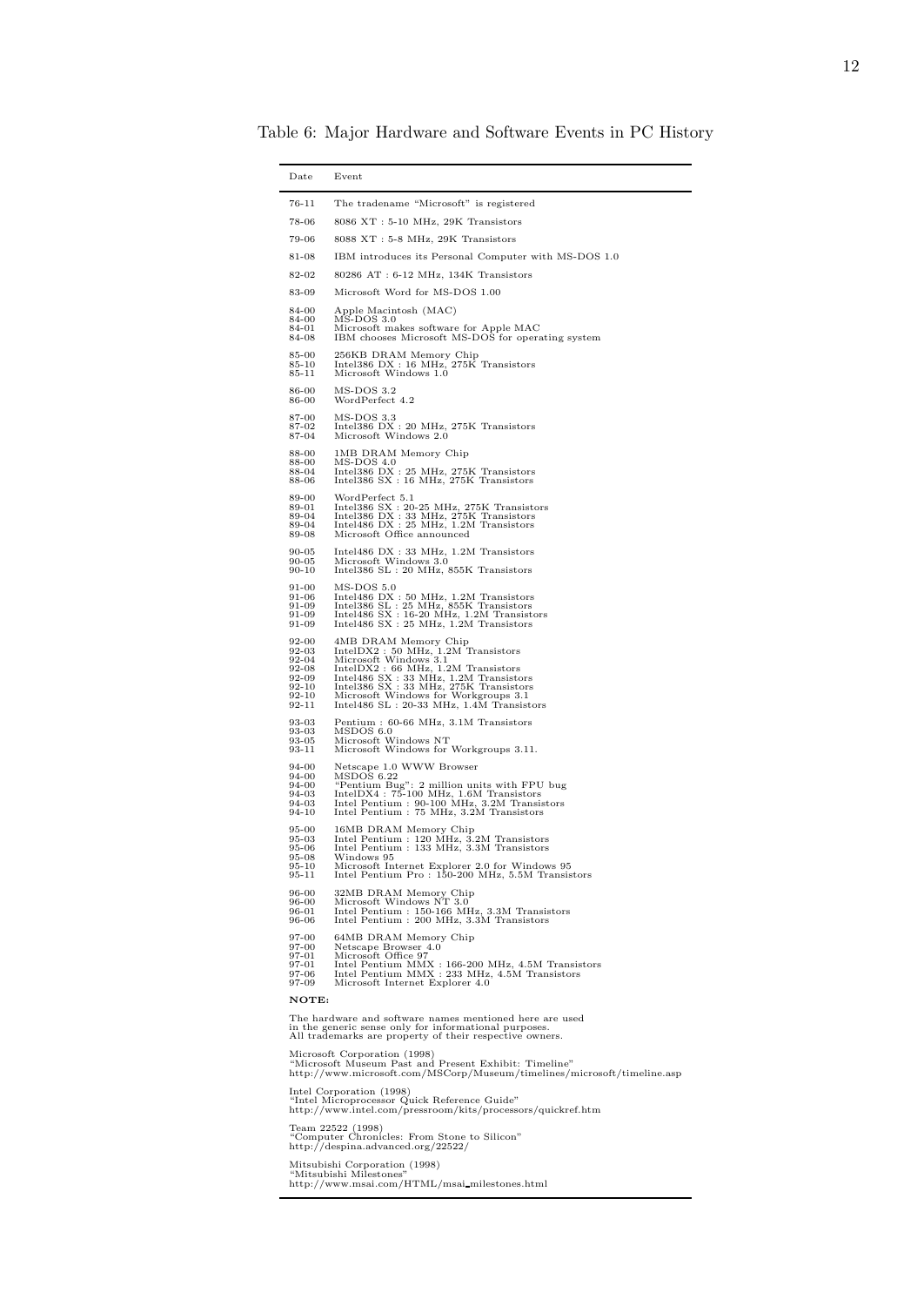Table 6: Major Hardware and Software Events in PC History

| Date | Event |
|---|---|
| 76-11 | The tradename "Microsoft" is registered |
| 78-06 | 8086 XT : 5-10 MHz, 29K Transistors |
| 79-06 | 8088 XT : 5-8 MHz, 29K Transistors |
| 81-08 | IBM introduces its Personal Computer with MS-DOS 1.0 |
| 82-02 | 80286 AT : 6-12 MHz, 134K Transistors |
| 83-09 | Microsoft Word for MS-DOS 1.00 |
| 84-00 | Apple Macintosh (MAC) |
| 84-00 | MS-DOS 3.0 |
| 84-01 | Microsoft makes software for Apple MAC |
| 84-08 | IBM chooses Microsoft MS-DOS for operating system |
| 85-00 | 256KB DRAM Memory Chip |
| 85-10 | Intel386 DX : 16 MHz, 275K Transistors |
| 85-11 | Microsoft Windows 1.0 |
| 86-00 | MS-DOS 3.2 |
| 86-00 | WordPerfect 4.2 |
| 87-00 | MS-DOS 3.3 |
| 87-02 | Intel386 DX : 20 MHz, 275K Transistors |
| 87-04 | Microsoft Windows 2.0 |
| 88-00 | 1MB DRAM Memory Chip |
| 88-00 | MS-DOS 4.0 |
| 88-04 | Intel386 DX : 25 MHz, 275K Transistors |
| 88-06 | Intel386 SX : 16 MHz, 275K Transistors |
| 89-00 | WordPerfect 5.1 |
| 89-01 | Intel386 SX : 20-25 MHz, 275K Transistors |
| 89-04 | Intel386 DX : 33 MHz, 275K Transistors |
| 89-04 | Intel486 DX : 25 MHz, 1.2M Transistors |
| 89-08 | Microsoft Office announced |
| 90-05 | Intel486 DX : 33 MHz, 1.2M Transistors |
| 90-05 | Microsoft Windows 3.0 |
| 90-10 | Intel386 SL : 20 MHz, 855K Transistors |
| 91-00 | MS-DOS 5.0 |
| 91-06 | Intel486 DX : 50 MHz, 1.2M Transistors |
| 91-09 | Intel386 SL : 25 MHz, 855K Transistors |
| 91-09 | Intel486 SX : 16-20 MHz, 1.2M Transistors |
| 91-09 | Intel486 SX : 25 MHz, 1.2M Transistors |
| 92-00 | 4MB DRAM Memory Chip |
| 92-03 | IntelDX2 : 50 MHz, 1.2M Transistors |
| 92-04 | Microsoft Windows 3.1 |
| 92-08 | IntelDX2 : 66 MHz, 1.2M Transistors |
| 92-09 | Intel486 SX : 33 MHz, 1.2M Transistors |
| 92-10 | Intel386 SX : 33 MHz, 275K Transistors |
| 92-10 | Microsoft Windows for Workgroups 3.1 |
| 92-11 | Intel486 SL : 20-33 MHz, 1.4M Transistors |
| 93-03 | Pentium : 60-66 MHz, 3.1M Transistors |
| 93-03 | MSDOS 6.0 |
| 93-05 | Microsoft Windows NT |
| 93-11 | Microsoft Windows for Workgroups 3.11. |
| 94-00 | Netscape 1.0 WWW Browser |
| 94-00 | MSDOS 6.22 |
| 94-00 | "Pentium Bug": 2 million units with FPU bug |
| 94-03 | IntelDX4 : 75-100 MHz, 1.6M Transistors |
| 94-03 | Intel Pentium : 90-100 MHz, 3.2M Transistors |
| 94-10 | Intel Pentium : 75 MHz, 3.2M Transistors |
| 95-00 | 16MB DRAM Memory Chip |
| 95-03 | Intel Pentium : 120 MHz, 3.2M Transistors |
| 95-06 | Intel Pentium : 133 MHz, 3.3M Transistors |
| 95-08 | Windows 95 |
| 95-10 | Microsoft Internet Explorer 2.0 for Windows 95 |
| 95-11 | Intel Pentium Pro : 150-200 MHz, 5.5M Transistors |
| 96-00 | 32MB DRAM Memory Chip |
| 96-00 | Microsoft Windows NT 3.0 |
| 96-01 | Intel Pentium : 150-166 MHz, 3.3M Transistors |
| 96-06 | Intel Pentium : 200 MHz, 3.3M Transistors |
| 97-00 | 64MB DRAM Memory Chip |
| 97-00 | Netscape Browser 4.0 |
| 97-01 | Microsoft Office 97 |
| 97-01 | Intel Pentium MMX : 166-200 MHz, 4.5M Transistors |
| 97-06 | Intel Pentium MMX : 233 MHz, 4.5M Transistors |
| 97-09 | Microsoft Internet Explorer 4.0 |

**NOTE:**

The hardware and software names mentioned here are used in the generic sense only for informational purposes. All trademarks are property of their respective owners.

Microsoft Corporation (1998)
"Microsoft Museum Past and Present Exhibit: Timeline"
http://www.microsoft.com/MSCorp/Museum/timelines/microsoft/timeline.asp

Intel Corporation (1998)
"Intel Microprocessor Quick Reference Guide"
http://www.intel.com/pressroom/kits/processors/quickref.htm

Team 22522 (1998)
"Computer Chronicles: From Stone to Silicon"
http://despina.advanced.org/22522/

Mitsubishi Corporation (1998)
"Mitsubishi Milestones"
http://www.msai.com/HTML/msai_milestones.html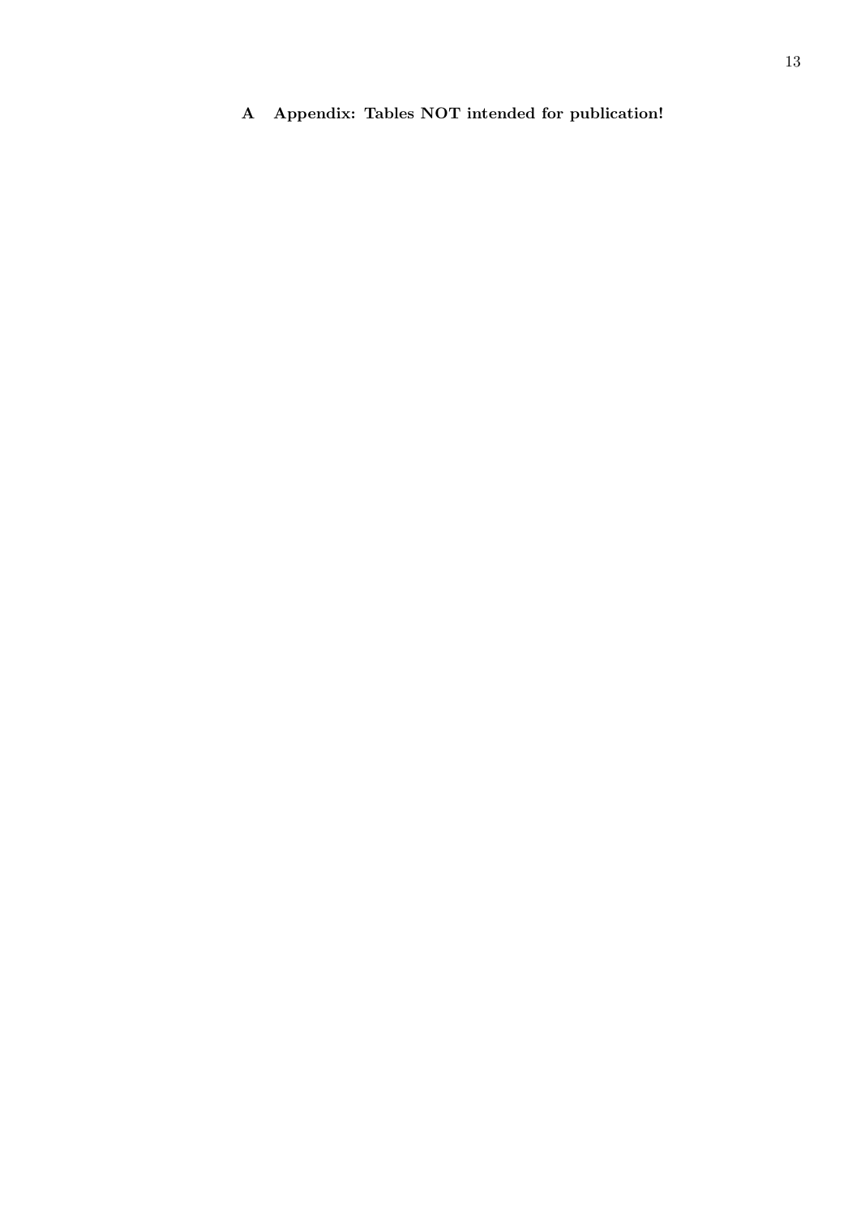# A Appendix: Tables NOT intended for publication!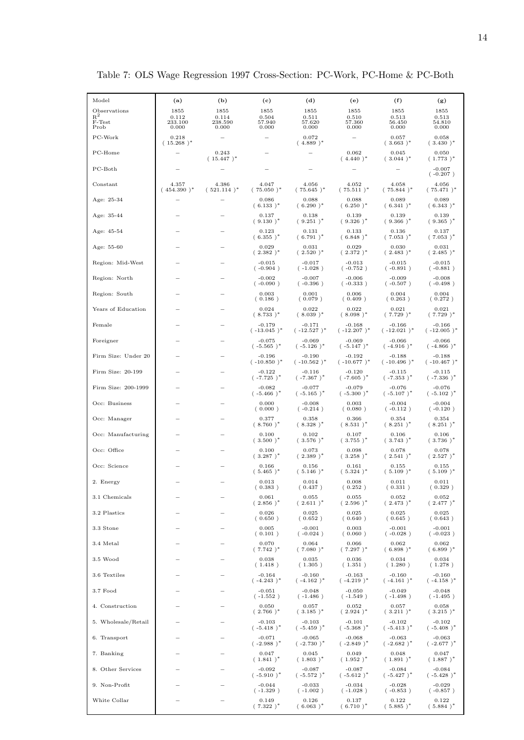Table 7: OLS Wage Regression 1997 Cross-Section: PC-Work, PC-Home & PC-Both

| Model | (a) | (b) | (c) | (d) | (e) | (f) | (g) |
|---|---|---|---|---|---|---|---|
| Observations | 1855 | 1855 | 1855 | 1855 | 1855 | 1855 | 1855 |
| $R^2$ | 0.112 | 0.114 | 0.504 | 0.511 | 0.510 | 0.513 | 0.513 |
| F-Test | 233.100 | 238.590 | 57.940 | 57.620 | 57.360 | 56.450 | 54.810 |
| Prob | 0.000 | 0.000 | 0.000 | 0.000 | 0.000 | 0.000 | 0.000 |
| PC-Work | 0.218 ( 15.268 )* | – | – | 0.072 ( 4.889 )* | – | 0.057 ( 3.663 )* | 0.058 ( 3.430 )* |
| PC-Home | – | 0.243 ( 15.447 )* | – | – | 0.062 ( 4.440 )* | 0.045 ( 3.044 )* | 0.050 ( 1.773 )* |
| PC-Both | – | – | – | – | – | – | -0.007 ( -0.207 ) |
| Constant | 4.357 ( 454.390 )* | 4.386 ( 521.114 )* | 4.047 ( 75.050 )* | 4.056 ( 75.645 )* | 4.052 ( 75.511 )* | 4.058 ( 75.844 )* | 4.056 ( 75.471 )* |
| Age: 25-34 | – | – | 0.086 ( 6.133 )* | 0.088 ( 6.290 )* | 0.088 ( 6.250 )* | 0.089 ( 6.341 )* | 0.089 ( 6.343 )* |
| Age: 35-44 | – | – | 0.137 ( 9.130 )* | 0.138 ( 9.251 )* | 0.139 ( 9.326 )* | 0.139 ( 9.366 )* | 0.139 ( 9.365 )* |
| Age: 45-54 | – | – | 0.123 ( 6.355 )* | 0.131 ( 6.791 )* | 0.133 ( 6.848 )* | 0.136 ( 7.053 )* | 0.137 ( 7.053 )* |
| Age: 55-60 | – | – | 0.029 ( 2.382 )* | 0.031 ( 2.520 )* | 0.029 ( 2.372 )* | 0.030 ( 2.483 )* | 0.031 ( 2.485 )* |
| Region: Mid-West | – | – | -0.015 ( -0.904 ) | -0.017 ( -1.028 ) | -0.013 ( -0.752 ) | -0.015 ( -0.891 ) | -0.015 ( -0.881 ) |
| Region: North | – | – | -0.002 ( -0.090 ) | -0.007 ( -0.396 ) | -0.006 ( -0.333 ) | -0.009 ( -0.507 ) | -0.008 ( -0.498 ) |
| Region: South | – | – | 0.003 ( 0.186 ) | 0.001 ( 0.079 ) | 0.006 ( 0.409 ) | 0.004 ( 0.263 ) | 0.004 ( 0.272 ) |
| Years of Education | – | – | 0.024 ( 8.733 )* | 0.022 ( 8.039 )* | 0.022 ( 8.098 )* | 0.021 ( 7.729 )* | 0.021 ( 7.729 )* |
| Female | – | – | -0.179 ( -13.045 )* | -0.171 ( -12.527 )* | -0.168 ( -12.207 )* | -0.166 ( -12.021 )* | -0.166 ( -12.005 )* |
| Foreigner | – | – | -0.075 ( -5.565 )* | -0.069 ( -5.126 )* | -0.069 ( -5.147 )* | -0.066 ( -4.916 )* | -0.066 ( -4.866 )* |
| Firm Size: Under 20 | – | – | -0.196 ( -10.850 )* | -0.190 ( -10.562 )* | -0.192 ( -10.677 )* | -0.188 ( -10.496 )* | -0.188 ( -10.467 )* |
| Firm Size: 20-199 | – | – | -0.122 ( -7.725 )* | -0.116 ( -7.367 )* | -0.120 ( -7.605 )* | -0.115 ( -7.353 )* | -0.115 ( -7.336 )* |
| Firm Size: 200-1999 | – | – | -0.082 ( -5.466 )* | -0.077 ( -5.165 )* | -0.079 ( -5.300 )* | -0.076 ( -5.107 )* | -0.076 ( -5.102 )* |
| Occ: Business | – | – | 0.000 ( 0.000 ) | -0.008 ( -0.214 ) | 0.003 ( 0.080 ) | -0.004 ( -0.112 ) | -0.004 ( -0.120 ) |
| Occ: Manager | – | – | 0.377 ( 8.760 )* | 0.358 ( 8.328 )* | 0.366 ( 8.531 )* | 0.354 ( 8.251 )* | 0.354 ( 8.251 )* |
| Occ: Manufacturing | – | – | 0.100 ( 3.500 )* | 0.102 ( 3.576 )* | 0.107 ( 3.755 )* | 0.106 ( 3.743 )* | 0.106 ( 3.736 )* |
| Occ: Office | – | – | 0.100 ( 3.287 )* | 0.073 ( 2.389 )* | 0.098 ( 3.258 )* | 0.078 ( 2.541 )* | 0.078 ( 2.527 )* |
| Occ: Science | – | – | 0.166 ( 5.465 )* | 0.156 ( 5.146 )* | 0.161 ( 5.324 )* | 0.155 ( 5.109 )* | 0.155 ( 5.109 )* |
| 2. Energy | – | – | 0.013 ( 0.383 ) | 0.014 ( 0.437 ) | 0.008 ( 0.252 ) | 0.011 ( 0.331 ) | 0.011 ( 0.329 ) |
| 3.1 Chemicals | – | – | 0.061 ( 2.856 )* | 0.055 ( 2.611 )* | 0.055 ( 2.596 )* | 0.052 ( 2.473 )* | 0.052 ( 2.477 )* |
| 3.2 Plastics | – | – | 0.026 ( 0.650 ) | 0.025 ( 0.652 ) | 0.025 ( 0.640 ) | 0.025 ( 0.645 ) | 0.025 ( 0.643 ) |
| 3.3 Stone | – | – | 0.005 ( 0.101 ) | -0.001 ( -0.024 ) | 0.003 ( 0.060 ) | -0.001 ( -0.028 ) | -0.001 ( -0.023 ) |
| 3.4 Metal | – | – | 0.070 ( 7.742 )* | 0.064 ( 7.080 )* | 0.066 ( 7.297 )* | 0.062 ( 6.898 )* | 0.062 ( 6.899 )* |
| 3.5 Wood | – | – | 0.038 ( 1.418 ) | 0.035 ( 1.305 ) | 0.036 ( 1.351 ) | 0.034 ( 1.280 ) | 0.034 ( 1.278 ) |
| 3.6 Textiles | – | – | -0.164 ( -4.243 )* | -0.160 ( -4.162 )* | -0.163 ( -4.219 )* | -0.160 ( -4.161 )* | -0.160 ( -4.158 )* |
| 3.7 Food | – | – | -0.051 ( -1.552 ) | -0.048 ( -1.486 ) | -0.050 ( -1.549 ) | -0.049 ( -1.498 ) | -0.048 ( -1.495 ) |
| 4. Construction | – | – | 0.050 ( 2.766 )* | 0.057 ( 3.185 )* | 0.052 ( 2.924 )* | 0.057 ( 3.211 )* | 0.058 ( 3.215 )* |
| 5. Wholesale/Retail | – | – | -0.103 ( -5.418 )* | -0.103 ( -5.459 )* | -0.101 ( -5.368 )* | -0.102 ( -5.413 )* | -0.102 ( -5.408 )* |
| 6. Transport | – | – | -0.071 ( -2.988 )* | -0.065 ( -2.730 )* | -0.068 ( -2.849 )* | -0.063 ( -2.682 )* | -0.063 ( -2.677 )* |
| 7. Banking | – | – | 0.047 ( 1.841 )* | 0.045 ( 1.803 )* | 0.049 ( 1.952 )* | 0.048 ( 1.891 )* | 0.047 ( 1.887 )* |
| 8. Other Services | – | – | -0.092 ( -5.910 )* | -0.087 ( -5.572 )* | -0.087 ( -5.612 )* | -0.084 ( -5.427 )* | -0.084 ( -5.428 )* |
| 9. Non-Profit | – | – | -0.044 ( -1.329 ) | -0.033 ( -1.002 ) | -0.034 ( -1.028 ) | -0.028 ( -0.853 ) | -0.029 ( -0.857 ) |
| White Collar | – | – | 0.149 ( 7.322 )* | 0.126 ( 6.063 )* | 0.137 ( 6.710 )* | 0.122 ( 5.885 )* | 0.122 ( 5.884 )* |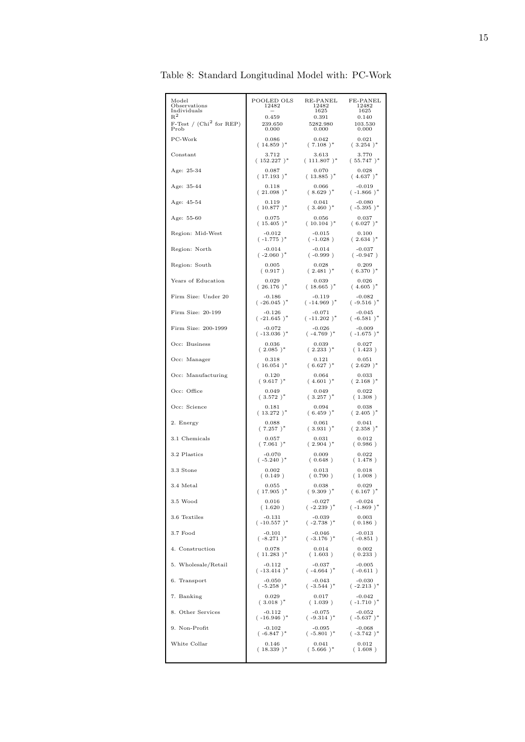Table 8: Standard Longitudinal Model with: PC-Work

| Model | POOLED OLS | RE-PANEL | FE-PANEL |
|---|---|---|---|
| Observations | 12482 | 12482 | 12482 |
| Individuals | – | 1625 | 1625 |
| $R^2$ | 0.459 | 0.391 | 0.140 |
| F-Test / ($Chi^2$ for REP) | 239.650 | 5282.980 | 103.530 |
| Prob | 0.000 | 0.000 | 0.000 |
| PC-Work | 0.086 | 0.042 | 0.021 |
| | ( 14.859 )* | ( 7.108 )* | ( 3.254 )* |
| Constant | 3.712 | 3.613 | 3.770 |
| | ( 152.227 )* | ( 111.807 )* | ( 55.747 )* |
| Age: 25-34 | 0.087 | 0.070 | 0.028 |
| | ( 17.193 )* | ( 13.885 )* | ( 4.637 )* |
| Age: 35-44 | 0.118 | 0.066 | -0.019 |
| | ( 21.098 )* | ( 8.629 )* | ( -1.866 )* |
| Age: 45-54 | 0.119 | 0.041 | -0.080 |
| | ( 10.877 )* | ( 3.460 )* | ( -5.395 )* |
| Age: 55-60 | 0.075 | 0.056 | 0.037 |
| | ( 15.405 )* | ( 10.104 )* | ( 6.027 )* |
| Region: Mid-West | -0.012 | -0.015 | 0.100 |
| | ( -1.775 )* | ( -1.028 ) | ( 2.634 )* |
| Region: North | -0.014 | -0.014 | -0.037 |
| | ( -2.060 )* | ( -0.999 ) | ( -0.947 ) |
| Region: South | 0.005 | 0.028 | 0.209 |
| | ( 0.917 ) | ( 2.481 )* | ( 6.370 )* |
| Years of Education | 0.029 | 0.039 | 0.026 |
| | ( 26.176 )* | ( 18.665 )* | ( 4.605 )* |
| Firm Size: Under 20 | -0.186 | -0.119 | -0.082 |
| | ( -26.045 )* | ( -14.969 )* | ( -9.516 )* |
| Firm Size: 20-199 | -0.126 | -0.071 | -0.045 |
| | ( -21.645 )* | ( -11.202 )* | ( -6.581 )* |
| Firm Size: 200-1999 | -0.072 | -0.026 | -0.009 |
| | ( -13.036 )* | ( -4.769 )* | ( -1.675 )* |
| Occ: Business | 0.036 | 0.039 | 0.027 |
| | ( 2.085 )* | ( 2.233 )* | ( 1.423 ) |
| Occ: Manager | 0.318 | 0.121 | 0.051 |
| | ( 16.054 )* | ( 6.627 )* | ( 2.629 )* |
| Occ: Manufacturing | 0.120 | 0.064 | 0.033 |
| | ( 9.617 )* | ( 4.601 )* | ( 2.168 )* |
| Occ: Office | 0.049 | 0.049 | 0.022 |
| | ( 3.572 )* | ( 3.257 )* | ( 1.308 ) |
| Occ: Science | 0.181 | 0.094 | 0.038 |
| | ( 13.272 )* | ( 6.459 )* | ( 2.405 )* |
| 2. Energy | 0.088 | 0.061 | 0.041 |
| | ( 7.257 )* | ( 3.931 )* | ( 2.358 )* |
| 3.1 Chemicals | 0.057 | 0.031 | 0.012 |
| | ( 7.061 )* | ( 2.904 )* | ( 0.986 ) |
| 3.2 Plastics | -0.070 | 0.009 | 0.022 |
| | ( -5.240 )* | ( 0.648 ) | ( 1.478 ) |
| 3.3 Stone | 0.002 | 0.013 | 0.018 |
| | ( 0.149 ) | ( 0.790 ) | ( 1.008 ) |
| 3.4 Metal | 0.055 | 0.038 | 0.029 |
| | ( 17.905 )* | ( 9.309 )* | ( 6.167 )* |
| 3.5 Wood | 0.016 | -0.027 | -0.024 |
| | ( 1.620 ) | ( -2.239 )* | ( -1.869 )* |
| 3.6 Textiles | -0.131 | -0.039 | 0.003 |
| | ( -10.557 )* | ( -2.738 )* | ( 0.186 ) |
| 3.7 Food | -0.101 | -0.046 | -0.013 |
| | ( -8.271 )* | ( -3.176 )* | ( -0.851 ) |
| 4. Construction | 0.078 | 0.014 | 0.002 |
| | ( 11.283 )* | ( 1.603 ) | ( 0.233 ) |
| 5. Wholesale/Retail | -0.112 | -0.037 | -0.005 |
| | ( -13.414 )* | ( -4.664 )* | ( -0.611 ) |
| 6. Transport | -0.050 | -0.043 | -0.030 |
| | ( -5.258 )* | ( -3.544 )* | ( -2.213 )* |
| 7. Banking | 0.029 | 0.017 | -0.042 |
| | ( 3.018 )* | ( 1.039 ) | ( -1.710 )* |
| 8. Other Services | -0.112 | -0.075 | -0.052 |
| | ( -16.946 )* | ( -9.314 )* | ( -5.637 )* |
| 9. Non-Profit | -0.102 | -0.095 | -0.068 |
| | ( -6.847 )* | ( -5.801 )* | ( -3.742 )* |
| White Collar | 0.146 | 0.041 | 0.012 |
| | ( 18.339 )* | ( 5.666 )* | ( 1.608 ) |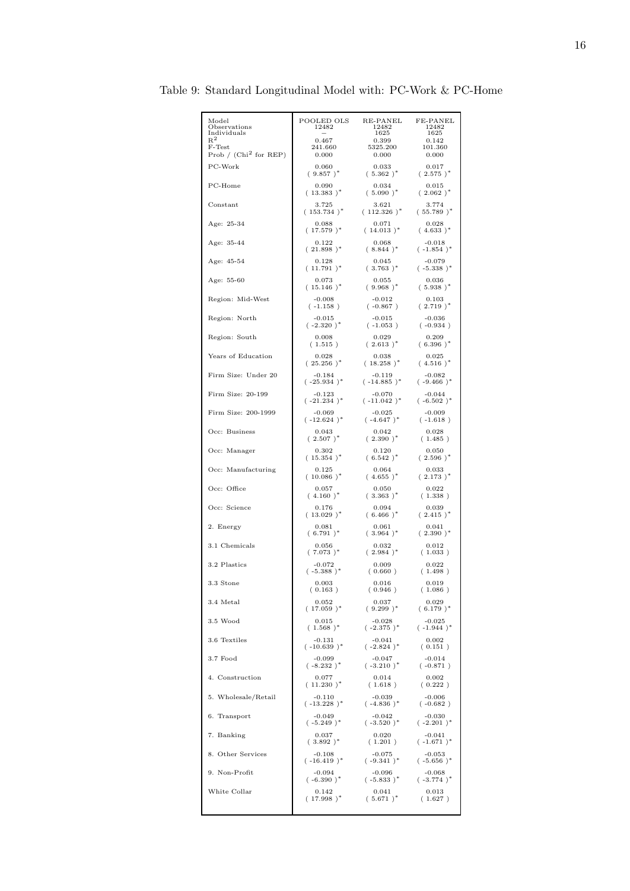Table 9: Standard Longitudinal Model with: PC-Work & PC-Home

| Model | POOLED OLS | RE-PANEL | FE-PANEL |
|---|---|---|---|
| Observations | 12482 | 12482 | 12482 |
| Individuals | – | 1625 | 1625 |
| $R^2$ | 0.467 | 0.399 | 0.142 |
| F-Test | 241.660 | 5325.200 | 101.360 |
| Prob / ($Chi^2$ for REP) | 0.000 | 0.000 | 0.000 |
| PC-Work | 0.060 | 0.033 | 0.017 |
| | ( 9.857 )* | ( 5.362 )* | ( 2.575 )* |
| PC-Home | 0.090 | 0.034 | 0.015 |
| | ( 13.383 )* | ( 5.090 )* | ( 2.062 )* |
| Constant | 3.725 | 3.621 | 3.774 |
| | ( 153.734 )* | ( 112.326 )* | ( 55.789 )* |
| Age: 25-34 | 0.088 | 0.071 | 0.028 |
| | ( 17.579 )* | ( 14.013 )* | ( 4.633 )* |
| Age: 35-44 | 0.122 | 0.068 | -0.018 |
| | ( 21.898 )* | ( 8.844 )* | ( -1.854 )* |
| Age: 45-54 | 0.128 | 0.045 | -0.079 |
| | ( 11.791 )* | ( 3.763 )* | ( -5.338 )* |
| Age: 55-60 | 0.073 | 0.055 | 0.036 |
| | ( 15.146 )* | ( 9.968 )* | ( 5.938 )* |
| Region: Mid-West | -0.008 | -0.012 | 0.103 |
| | ( -1.158 ) | ( -0.867 ) | ( 2.719 )* |
| Region: North | -0.015 | -0.015 | -0.036 |
| | ( -2.320 )* | ( -1.053 ) | ( -0.934 ) |
| Region: South | 0.008 | 0.029 | 0.209 |
| | ( 1.515 ) | ( 2.613 )* | ( 6.396 )* |
| Years of Education | 0.028 | 0.038 | 0.025 |
| | ( 25.256 )* | ( 18.258 )* | ( 4.516 )* |
| Firm Size: Under 20 | -0.184 | -0.119 | -0.082 |
| | ( -25.934 )* | ( -14.885 )* | ( -9.466 )* |
| Firm Size: 20-199 | -0.123 | -0.070 | -0.044 |
| | ( -21.234 )* | ( -11.042 )* | ( -6.502 )* |
| Firm Size: 200-1999 | -0.069 | -0.025 | -0.009 |
| | ( -12.624 )* | ( -4.647 )* | ( -1.618 ) |
| Occ: Business | 0.043 | 0.042 | 0.028 |
| | ( 2.507 )* | ( 2.390 )* | ( 1.485 ) |
| Occ: Manager | 0.302 | 0.120 | 0.050 |
| | ( 15.354 )* | ( 6.542 )* | ( 2.596 )* |
| Occ: Manufacturing | 0.125 | 0.064 | 0.033 |
| | ( 10.086 )* | ( 4.655 )* | ( 2.173 )* |
| Occ: Office | 0.057 | 0.050 | 0.022 |
| | ( 4.160 )* | ( 3.363 )* | ( 1.338 ) |
| Occ: Science | 0.176 | 0.094 | 0.039 |
| | ( 13.029 )* | ( 6.466 )* | ( 2.415 )* |
| 2. Energy | 0.081 | 0.061 | 0.041 |
| | ( 6.791 )* | ( 3.964 )* | ( 2.390 )* |
| 3.1 Chemicals | 0.056 | 0.032 | 0.012 |
| | ( 7.073 )* | ( 2.984 )* | ( 1.033 ) |
| 3.2 Plastics | -0.072 | 0.009 | 0.022 |
| | ( -5.388 )* | ( 0.660 ) | ( 1.498 ) |
| 3.3 Stone | 0.003 | 0.016 | 0.019 |
| | ( 0.163 ) | ( 0.946 ) | ( 1.086 ) |
| 3.4 Metal | 0.052 | 0.037 | 0.029 |
| | ( 17.059 )* | ( 9.299 )* | ( 6.179 )* |
| 3.5 Wood | 0.015 | -0.028 | -0.025 |
| | ( 1.568 )* | ( -2.375 )* | ( -1.944 )* |
| 3.6 Textiles | -0.131 | -0.041 | 0.002 |
| | ( -10.639 )* | ( -2.824 )* | ( 0.151 ) |
| 3.7 Food | -0.099 | -0.047 | -0.014 |
| | ( -8.232 )* | ( -3.210 )* | ( -0.871 ) |
| 4. Construction | 0.077 | 0.014 | 0.002 |
| | ( 11.230 )* | ( 1.618 ) | ( 0.222 ) |
| 5. Wholesale/Retail | -0.110 | -0.039 | -0.006 |
| | ( -13.228 )* | ( -4.836 )* | ( -0.682 ) |
| 6. Transport | -0.049 | -0.042 | -0.030 |
| | ( -5.249 )* | ( -3.520 )* | ( -2.201 )* |
| 7. Banking | 0.037 | 0.020 | -0.041 |
| | ( 3.892 )* | ( 1.201 ) | ( -1.671 )* |
| 8. Other Services | -0.108 | -0.075 | -0.053 |
| | ( -16.419 )* | ( -9.341 )* | ( -5.656 )* |
| 9. Non-Profit | -0.094 | -0.096 | -0.068 |
| | ( -6.390 )* | ( -5.833 )* | ( -3.774 )* |
| White Collar | 0.142 | 0.041 | 0.013 |
| | ( 17.998 )* | ( 5.671 )* | ( 1.627 ) |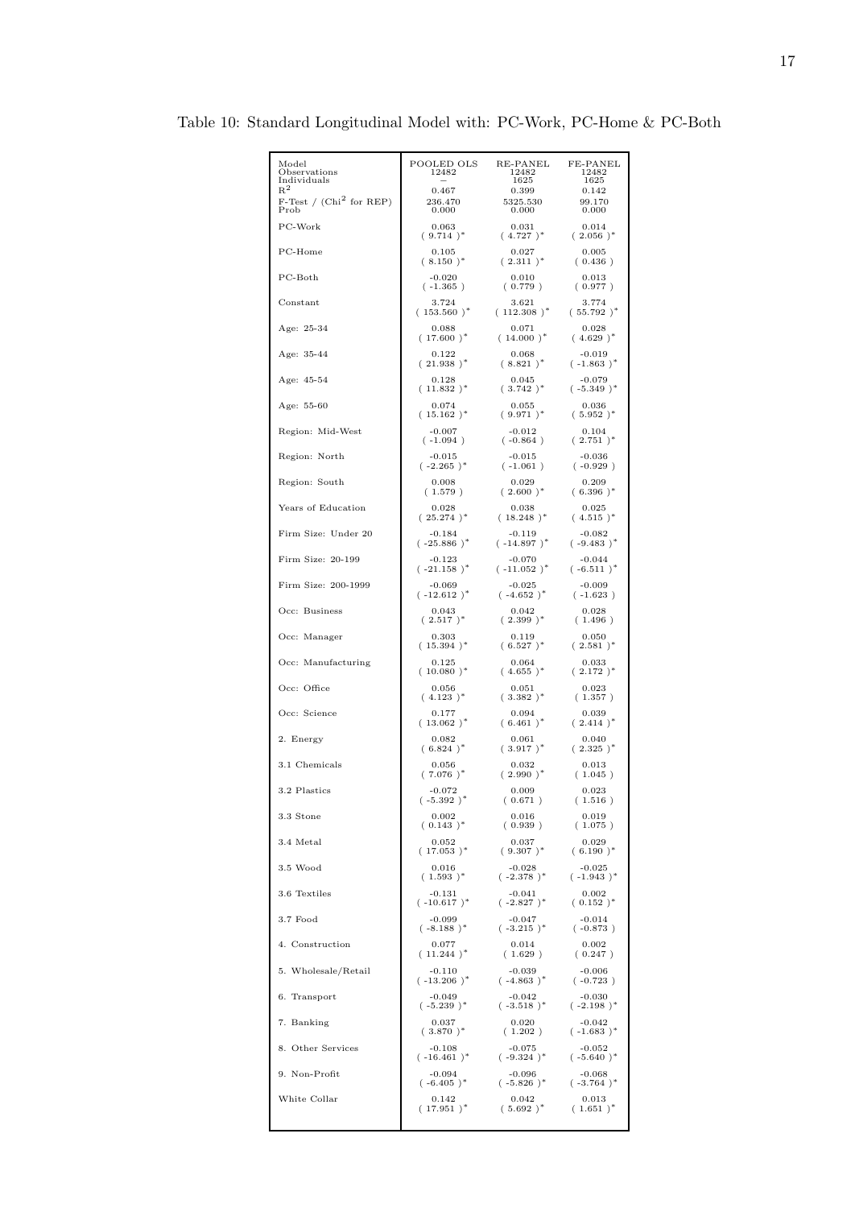Table 10: Standard Longitudinal Model with: PC-Work, PC-Home & PC-Both

| Model | POOLED OLS | RE-PANEL | FE-PANEL |
|---|---|---|---|
| Observations | 12482 | 12482 | 12482 |
| Individuals | – | 1625 | 1625 |
| $R^2$ | 0.467 | 0.399 | 0.142 |
| F-Test / ($Chi^2$ for REP) | 236.470 | 5325.530 | 99.170 |
| Prob | 0.000 | 0.000 | 0.000 |
| PC-Work | 0.063 | 0.031 | 0.014 |
| | ( 9.714 )* | ( 4.727 )* | ( 2.056 )* |
| PC-Home | 0.105 | 0.027 | 0.005 |
| | ( 8.150 )* | ( 2.311 )* | ( 0.436 ) |
| PC-Both | -0.020 | 0.010 | 0.013 |
| | ( -1.365 ) | ( 0.779 ) | ( 0.977 ) |
| Constant | 3.724 | 3.621 | 3.774 |
| | ( 153.560 )* | ( 112.308 )* | ( 55.792 )* |
| Age: 25-34 | 0.088 | 0.071 | 0.028 |
| | ( 17.600 )* | ( 14.000 )* | ( 4.629 )* |
| Age: 35-44 | 0.122 | 0.068 | -0.019 |
| | ( 21.938 )* | ( 8.821 )* | ( -1.863 )* |
| Age: 45-54 | 0.128 | 0.045 | -0.079 |
| | ( 11.832 )* | ( 3.742 )* | ( -5.349 )* |
| Age: 55-60 | 0.074 | 0.055 | 0.036 |
| | ( 15.162 )* | ( 9.971 )* | ( 5.952 )* |
| Region: Mid-West | -0.007 | -0.012 | 0.104 |
| | ( -1.094 ) | ( -0.864 ) | ( 2.751 )* |
| Region: North | -0.015 | -0.015 | -0.036 |
| | ( -2.265 )* | ( -1.061 ) | ( -0.929 ) |
| Region: South | 0.008 | 0.029 | 0.209 |
| | ( 1.579 ) | ( 2.600 )* | ( 6.396 )* |
| Years of Education | 0.028 | 0.038 | 0.025 |
| | ( 25.274 )* | ( 18.248 )* | ( 4.515 )* |
| Firm Size: Under 20 | -0.184 | -0.119 | -0.082 |
| | ( -25.886 )* | ( -14.897 )* | ( -9.483 )* |
| Firm Size: 20-199 | -0.123 | -0.070 | -0.044 |
| | ( -21.158 )* | ( -11.052 )* | ( -6.511 )* |
| Firm Size: 200-1999 | -0.069 | -0.025 | -0.009 |
| | ( -12.612 )* | ( -4.652 )* | ( -1.623 ) |
| Occ: Business | 0.043 | 0.042 | 0.028 |
| | ( 2.517 )* | ( 2.399 )* | ( 1.496 ) |
| Occ: Manager | 0.303 | 0.119 | 0.050 |
| | ( 15.394 )* | ( 6.527 )* | ( 2.581 )* |
| Occ: Manufacturing | 0.125 | 0.064 | 0.033 |
| | ( 10.080 )* | ( 4.655 )* | ( 2.172 )* |
| Occ: Office | 0.056 | 0.051 | 0.023 |
| | ( 4.123 )* | ( 3.382 )* | ( 1.357 ) |
| Occ: Science | 0.177 | 0.094 | 0.039 |
| | ( 13.062 )* | ( 6.461 )* | ( 2.414 )* |
| 2. Energy | 0.082 | 0.061 | 0.040 |
| | ( 6.824 )* | ( 3.917 )* | ( 2.325 )* |
| 3.1 Chemicals | 0.056 | 0.032 | 0.013 |
| | ( 7.076 )* | ( 2.990 )* | ( 1.045 ) |
| 3.2 Plastics | -0.072 | 0.009 | 0.023 |
| | ( -5.392 )* | ( 0.671 ) | ( 1.516 ) |
| 3.3 Stone | 0.002 | 0.016 | 0.019 |
| | ( 0.143 )* | ( 0.939 ) | ( 1.075 ) |
| 3.4 Metal | 0.052 | 0.037 | 0.029 |
| | ( 17.053 )* | ( 9.307 )* | ( 6.190 )* |
| 3.5 Wood | 0.016 | -0.028 | -0.025 |
| | ( 1.593 )* | ( -2.378 )* | ( -1.943 )* |
| 3.6 Textiles | -0.131 | -0.041 | 0.002 |
| | ( -10.617 )* | ( -2.827 )* | ( 0.152 )* |
| 3.7 Food | -0.099 | -0.047 | -0.014 |
| | ( -8.188 )* | ( -3.215 )* | ( -0.873 ) |
| 4. Construction | 0.077 | 0.014 | 0.002 |
| | ( 11.244 )* | ( 1.629 ) | ( 0.247 ) |
| 5. Wholesale/Retail | -0.110 | -0.039 | -0.006 |
| | ( -13.206 )* | ( -4.863 )* | ( -0.723 ) |
| 6. Transport | -0.049 | -0.042 | -0.030 |
| | ( -5.239 )* | ( -3.518 )* | ( -2.198 )* |
| 7. Banking | 0.037 | 0.020 | -0.042 |
| | ( 3.870 )* | ( 1.202 ) | ( -1.683 )* |
| 8. Other Services | -0.108 | -0.075 | -0.052 |
| | ( -16.461 )* | ( -9.324 )* | ( -5.640 )* |
| 9. Non-Profit | -0.094 | -0.096 | -0.068 |
| | ( -6.405 )* | ( -5.826 )* | ( -3.764 )* |
| White Collar | 0.142 | 0.042 | 0.013 |
| | ( 17.951 )* | ( 5.692 )* | ( 1.651 )* |